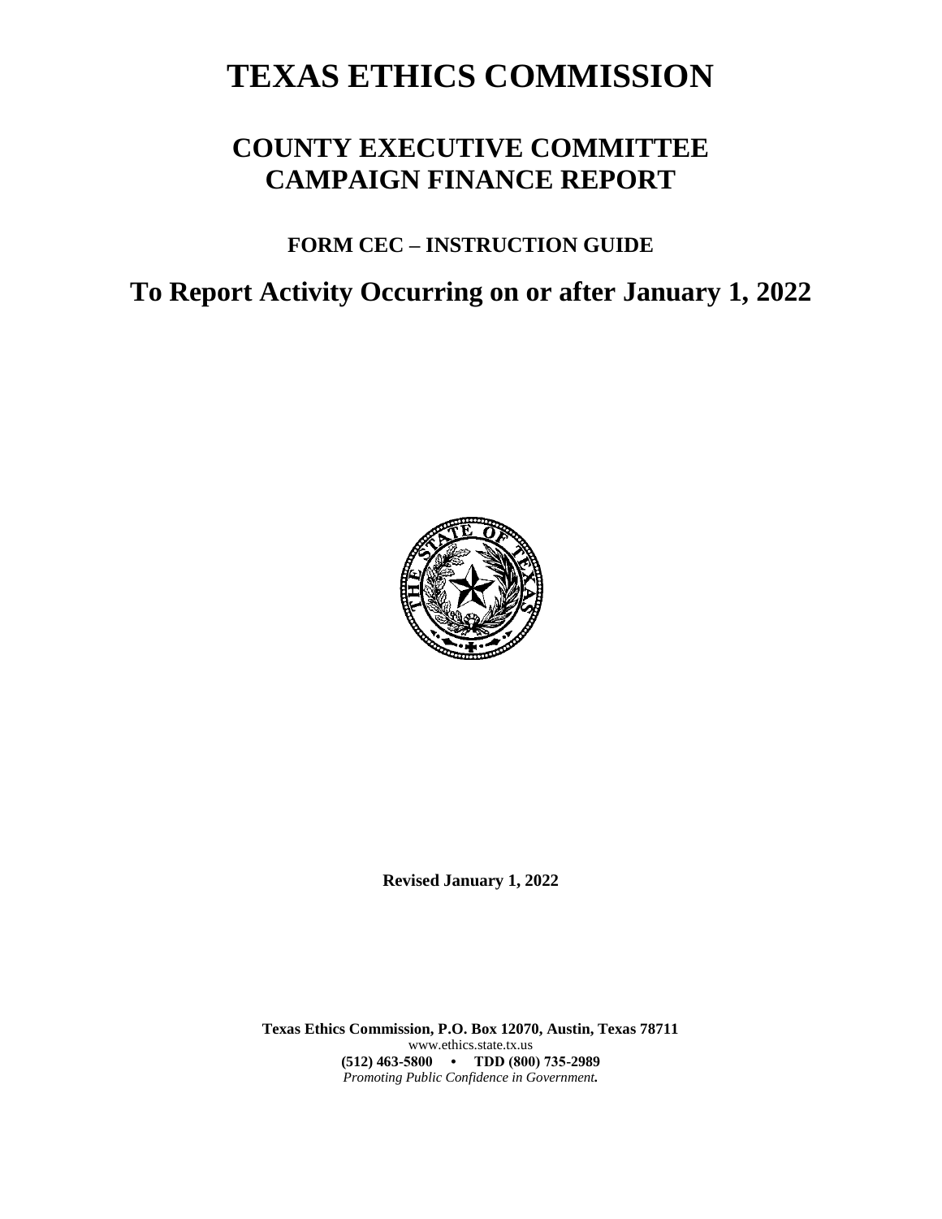# TEXAS ETHICS COMMISSION

## COUNTY EXECUTIVE COMMITTEE CAMPAIGN FINANCE REPORT

### FORM CEC – INSTRUCTION GUIDE

## To Report Activity Occurring on or after January 1, 2022

**Revised January 1, 2022**

**Texas Ethics Commission, P.O. Box 12070, Austin, Texas 78711**
www.ethics.state.tx.us
**(512) 463-5800 • TDD (800) 735-2989**
***Promoting Public Confidence in Government.***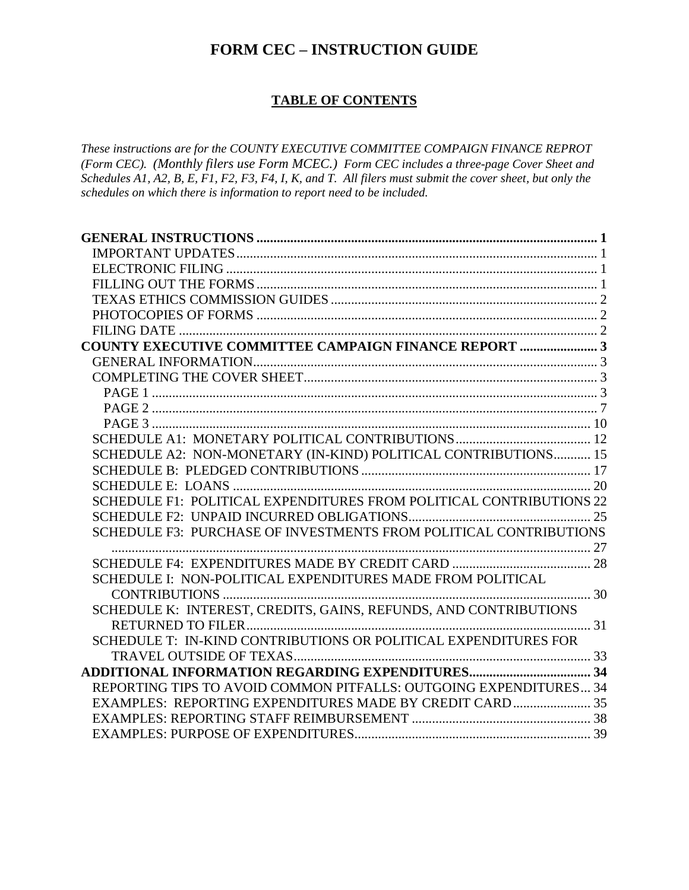# FORM CEC – INSTRUCTION GUIDE

## TABLE OF CONTENTS

*These instructions are for the COUNTY EXECUTIVE COMMITTEE COMPAIGN FINANCE REPROT (Form CEC). (Monthly filers use Form MCEC.) Form CEC includes a three-page Cover Sheet and Schedules A1, A2, B, E, F1, F2, F3, F4, I, K, and T. All filers must submit the cover sheet, but only the schedules on which there is information to report need to be included.*

**GENERAL INSTRUCTIONS** .......... **1**
- IMPORTANT UPDATES .......... 1
- ELECTRONIC FILING .......... 1
- FILLING OUT THE FORMS .......... 1
- TEXAS ETHICS COMMISSION GUIDES .......... 2
- PHOTOCOPIES OF FORMS .......... 2
- FILING DATE .......... 2

**COUNTY EXECUTIVE COMMITTEE CAMPAIGN FINANCE REPORT** .......... **3**
- GENERAL INFORMATION .......... 3
- COMPLETING THE COVER SHEET .......... 3
  - PAGE 1 .......... 3
  - PAGE 2 .......... 7
  - PAGE 3 .......... 10
- SCHEDULE A1: MONETARY POLITICAL CONTRIBUTIONS .......... 12
- SCHEDULE A2: NON-MONETARY (IN-KIND) POLITICAL CONTRIBUTIONS .......... 15
- SCHEDULE B: PLEDGED CONTRIBUTIONS .......... 17
- SCHEDULE E: LOANS .......... 20
- SCHEDULE F1: POLITICAL EXPENDITURES FROM POLITICAL CONTRIBUTIONS .......... 22
- SCHEDULE F2: UNPAID INCURRED OBLIGATIONS .......... 25
- SCHEDULE F3: PURCHASE OF INVESTMENTS FROM POLITICAL CONTRIBUTIONS .......... 27
- SCHEDULE F4: EXPENDITURES MADE BY CREDIT CARD .......... 28
- SCHEDULE I: NON-POLITICAL EXPENDITURES MADE FROM POLITICAL CONTRIBUTIONS .......... 30
- SCHEDULE K: INTEREST, CREDITS, GAINS, REFUNDS, AND CONTRIBUTIONS RETURNED TO FILER .......... 31
- SCHEDULE T: IN-KIND CONTRIBUTIONS OR POLITICAL EXPENDITURES FOR TRAVEL OUTSIDE OF TEXAS .......... 33

**ADDITIONAL INFORMATION REGARDING EXPENDITURES** .......... **34**
- REPORTING TIPS TO AVOID COMMON PITFALLS: OUTGOING EXPENDITURES .......... 34
- EXAMPLES: REPORTING EXPENDITURES MADE BY CREDIT CARD .......... 35
- EXAMPLES: REPORTING STAFF REIMBURSEMENT .......... 38
- EXAMPLES: PURPOSE OF EXPENDITURES .......... 39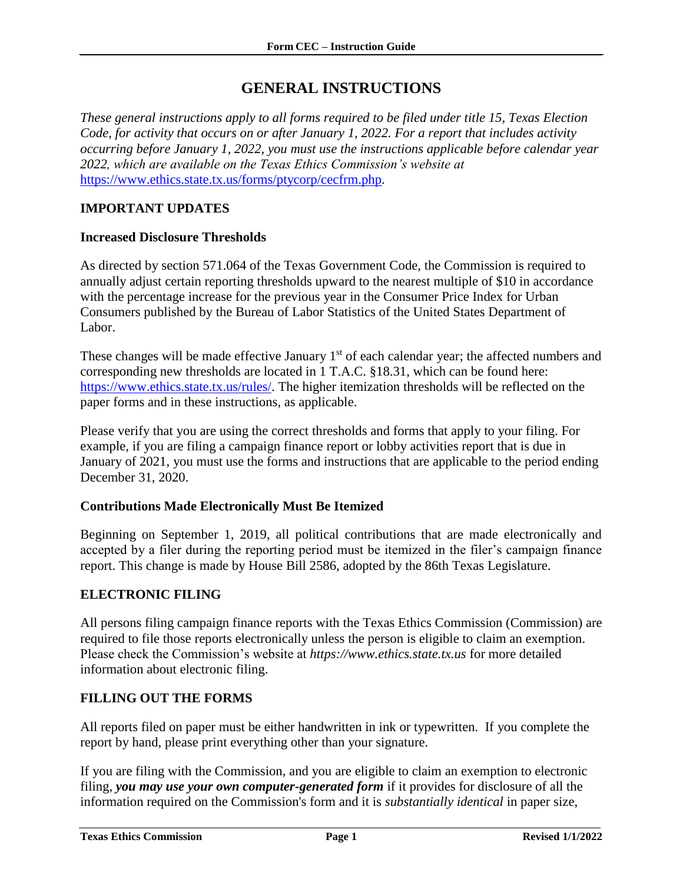# GENERAL INSTRUCTIONS

*These general instructions apply to all forms required to be filed under title 15, Texas Election Code, for activity that occurs on or after January 1, 2022. For a report that includes activity occurring before January 1, 2022, you must use the instructions applicable before calendar year 2022, which are available on the Texas Ethics Commission's website at* https://www.ethics.state.tx.us/forms/ptycorp/cecfrm.php.

## IMPORTANT UPDATES

### Increased Disclosure Thresholds

As directed by section 571.064 of the Texas Government Code, the Commission is required to annually adjust certain reporting thresholds upward to the nearest multiple of $10 in accordance with the percentage increase for the previous year in the Consumer Price Index for Urban Consumers published by the Bureau of Labor Statistics of the United States Department of Labor.

These changes will be made effective January 1st of each calendar year; the affected numbers and corresponding new thresholds are located in 1 T.A.C. §18.31, which can be found here: https://www.ethics.state.tx.us/rules/. The higher itemization thresholds will be reflected on the paper forms and in these instructions, as applicable.

Please verify that you are using the correct thresholds and forms that apply to your filing. For example, if you are filing a campaign finance report or lobby activities report that is due in January of 2021, you must use the forms and instructions that are applicable to the period ending December 31, 2020.

### Contributions Made Electronically Must Be Itemized

Beginning on September 1, 2019, all political contributions that are made electronically and accepted by a filer during the reporting period must be itemized in the filer's campaign finance report. This change is made by House Bill 2586, adopted by the 86th Texas Legislature.

## ELECTRONIC FILING

All persons filing campaign finance reports with the Texas Ethics Commission (Commission) are required to file those reports electronically unless the person is eligible to claim an exemption. Please check the Commission's website at *https://www.ethics.state.tx.us* for more detailed information about electronic filing.

## FILLING OUT THE FORMS

All reports filed on paper must be either handwritten in ink or typewritten. If you complete the report by hand, please print everything other than your signature.

If you are filing with the Commission, and you are eligible to claim an exemption to electronic filing, ***you may use your own computer-generated form*** if it provides for disclosure of all the information required on the Commission's form and it is *substantially identical* in paper size,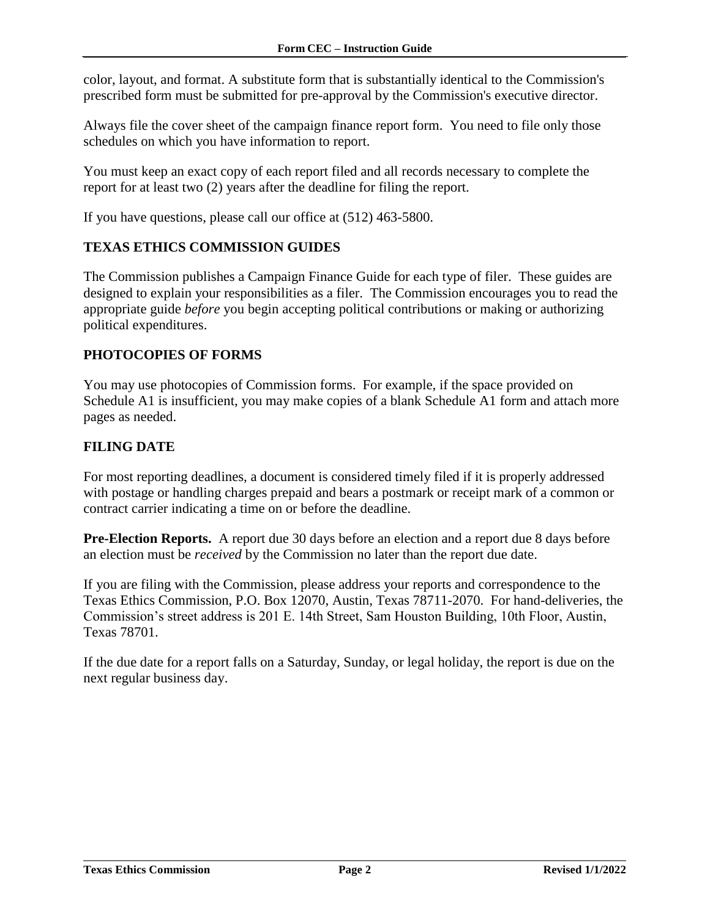color, layout, and format. A substitute form that is substantially identical to the Commission's prescribed form must be submitted for pre-approval by the Commission's executive director.

Always file the cover sheet of the campaign finance report form. You need to file only those schedules on which you have information to report.

You must keep an exact copy of each report filed and all records necessary to complete the report for at least two (2) years after the deadline for filing the report.

If you have questions, please call our office at (512) 463-5800.

## TEXAS ETHICS COMMISSION GUIDES

The Commission publishes a Campaign Finance Guide for each type of filer. These guides are designed to explain your responsibilities as a filer. The Commission encourages you to read the appropriate guide *before* you begin accepting political contributions or making or authorizing political expenditures.

## PHOTOCOPIES OF FORMS

You may use photocopies of Commission forms. For example, if the space provided on Schedule A1 is insufficient, you may make copies of a blank Schedule A1 form and attach more pages as needed.

## FILING DATE

For most reporting deadlines, a document is considered timely filed if it is properly addressed with postage or handling charges prepaid and bears a postmark or receipt mark of a common or contract carrier indicating a time on or before the deadline.

**Pre-Election Reports.** A report due 30 days before an election and a report due 8 days before an election must be *received* by the Commission no later than the report due date.

If you are filing with the Commission, please address your reports and correspondence to the Texas Ethics Commission, P.O. Box 12070, Austin, Texas 78711-2070. For hand-deliveries, the Commission's street address is 201 E. 14th Street, Sam Houston Building, 10th Floor, Austin, Texas 78701.

If the due date for a report falls on a Saturday, Sunday, or legal holiday, the report is due on the next regular business day.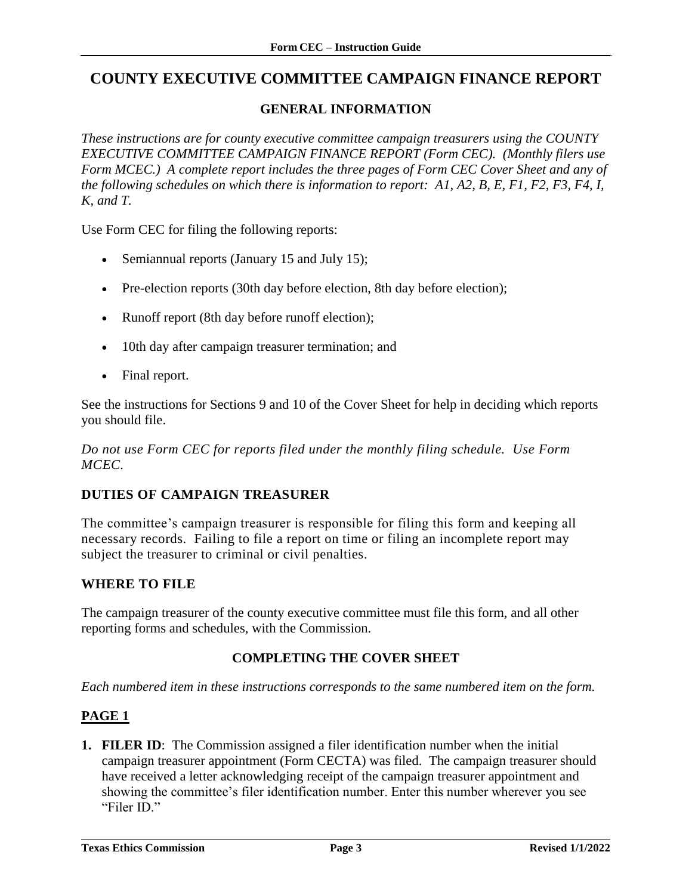# COUNTY EXECUTIVE COMMITTEE CAMPAIGN FINANCE REPORT

## GENERAL INFORMATION

*These instructions are for county executive committee campaign treasurers using the COUNTY EXECUTIVE COMMITTEE CAMPAIGN FINANCE REPORT (Form CEC). (Monthly filers use Form MCEC.) A complete report includes the three pages of Form CEC Cover Sheet and any of the following schedules on which there is information to report: A1, A2, B, E, F1, F2, F3, F4, I, K, and T.*

Use Form CEC for filing the following reports:

- Semiannual reports (January 15 and July 15);
- Pre-election reports (30th day before election, 8th day before election);
- Runoff report (8th day before runoff election);
- 10th day after campaign treasurer termination; and
- Final report.

See the instructions for Sections 9 and 10 of the Cover Sheet for help in deciding which reports you should file.

*Do not use Form CEC for reports filed under the monthly filing schedule. Use Form MCEC.*

### DUTIES OF CAMPAIGN TREASURER

The committee's campaign treasurer is responsible for filing this form and keeping all necessary records. Failing to file a report on time or filing an incomplete report may subject the treasurer to criminal or civil penalties.

### WHERE TO FILE

The campaign treasurer of the county executive committee must file this form, and all other reporting forms and schedules, with the Commission.

## COMPLETING THE COVER SHEET

*Each numbered item in these instructions corresponds to the same numbered item on the form.*

### PAGE 1

1. **FILER ID**: The Commission assigned a filer identification number when the initial campaign treasurer appointment (Form CECTA) was filed. The campaign treasurer should have received a letter acknowledging receipt of the campaign treasurer appointment and showing the committee's filer identification number. Enter this number wherever you see "Filer ID."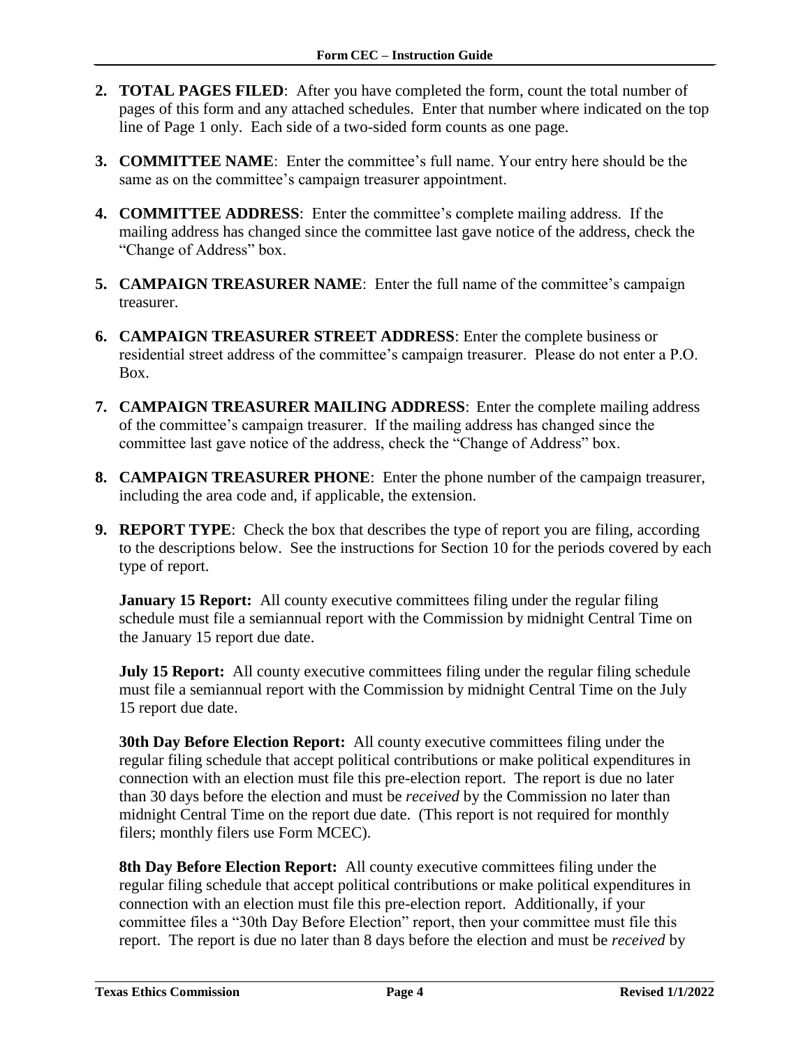2. **TOTAL PAGES FILED**: After you have completed the form, count the total number of pages of this form and any attached schedules. Enter that number where indicated on the top line of Page 1 only. Each side of a two-sided form counts as one page.

3. **COMMITTEE NAME**: Enter the committee's full name. Your entry here should be the same as on the committee's campaign treasurer appointment.

4. **COMMITTEE ADDRESS**: Enter the committee's complete mailing address. If the mailing address has changed since the committee last gave notice of the address, check the "Change of Address" box.

5. **CAMPAIGN TREASURER NAME**: Enter the full name of the committee's campaign treasurer.

6. **CAMPAIGN TREASURER STREET ADDRESS**: Enter the complete business or residential street address of the committee's campaign treasurer. Please do not enter a P.O. Box.

7. **CAMPAIGN TREASURER MAILING ADDRESS**: Enter the complete mailing address of the committee's campaign treasurer. If the mailing address has changed since the committee last gave notice of the address, check the "Change of Address" box.

8. **CAMPAIGN TREASURER PHONE**: Enter the phone number of the campaign treasurer, including the area code and, if applicable, the extension.

9. **REPORT TYPE**: Check the box that describes the type of report you are filing, according to the descriptions below. See the instructions for Section 10 for the periods covered by each type of report.

   **January 15 Report:** All county executive committees filing under the regular filing schedule must file a semiannual report with the Commission by midnight Central Time on the January 15 report due date.

   **July 15 Report:** All county executive committees filing under the regular filing schedule must file a semiannual report with the Commission by midnight Central Time on the July 15 report due date.

   **30th Day Before Election Report:** All county executive committees filing under the regular filing schedule that accept political contributions or make political expenditures in connection with an election must file this pre-election report. The report is due no later than 30 days before the election and must be *received* by the Commission no later than midnight Central Time on the report due date. (This report is not required for monthly filers; monthly filers use Form MCEC).

   **8th Day Before Election Report:** All county executive committees filing under the regular filing schedule that accept political contributions or make political expenditures in connection with an election must file this pre-election report. Additionally, if your committee files a "30th Day Before Election" report, then your committee must file this report. The report is due no later than 8 days before the election and must be *received* by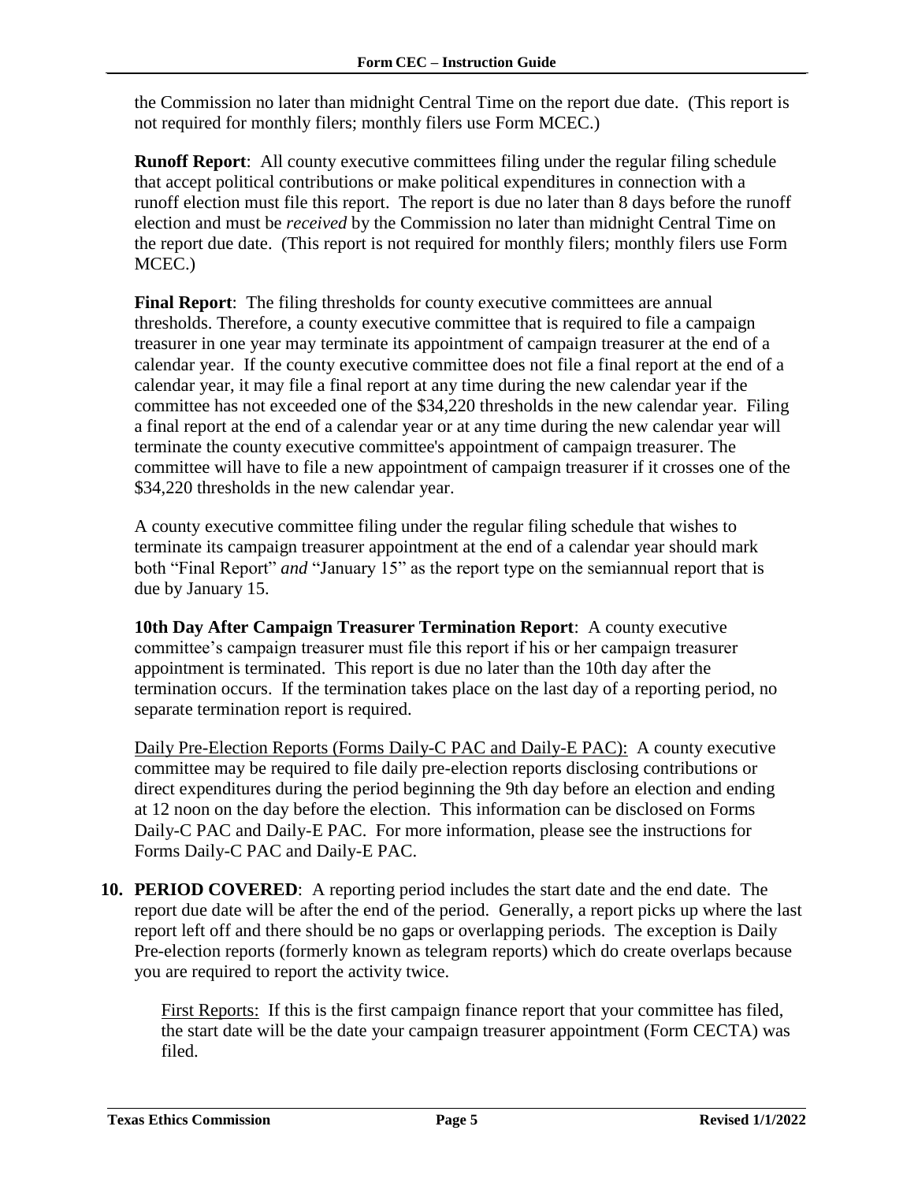the Commission no later than midnight Central Time on the report due date. (This report is not required for monthly filers; monthly filers use Form MCEC.)

**Runoff Report**: All county executive committees filing under the regular filing schedule that accept political contributions or make political expenditures in connection with a runoff election must file this report. The report is due no later than 8 days before the runoff election and must be *received* by the Commission no later than midnight Central Time on the report due date. (This report is not required for monthly filers; monthly filers use Form MCEC.)

**Final Report**: The filing thresholds for county executive committees are annual thresholds. Therefore, a county executive committee that is required to file a campaign treasurer in one year may terminate its appointment of campaign treasurer at the end of a calendar year. If the county executive committee does not file a final report at the end of a calendar year, it may file a final report at any time during the new calendar year if the committee has not exceeded one of the $34,220 thresholds in the new calendar year. Filing a final report at the end of a calendar year or at any time during the new calendar year will terminate the county executive committee's appointment of campaign treasurer. The committee will have to file a new appointment of campaign treasurer if it crosses one of the $34,220 thresholds in the new calendar year.

A county executive committee filing under the regular filing schedule that wishes to terminate its campaign treasurer appointment at the end of a calendar year should mark both "Final Report" *and* "January 15" as the report type on the semiannual report that is due by January 15.

**10th Day After Campaign Treasurer Termination Report**: A county executive committee's campaign treasurer must file this report if his or her campaign treasurer appointment is terminated. This report is due no later than the 10th day after the termination occurs. If the termination takes place on the last day of a reporting period, no separate termination report is required.

Daily Pre-Election Reports (Forms Daily-C PAC and Daily-E PAC): A county executive committee may be required to file daily pre-election reports disclosing contributions or direct expenditures during the period beginning the 9th day before an election and ending at 12 noon on the day before the election. This information can be disclosed on Forms Daily-C PAC and Daily-E PAC. For more information, please see the instructions for Forms Daily-C PAC and Daily-E PAC.

**10. PERIOD COVERED**: A reporting period includes the start date and the end date. The report due date will be after the end of the period. Generally, a report picks up where the last report left off and there should be no gaps or overlapping periods. The exception is Daily Pre-election reports (formerly known as telegram reports) which do create overlaps because you are required to report the activity twice.

First Reports: If this is the first campaign finance report that your committee has filed, the start date will be the date your campaign treasurer appointment (Form CECTA) was filed.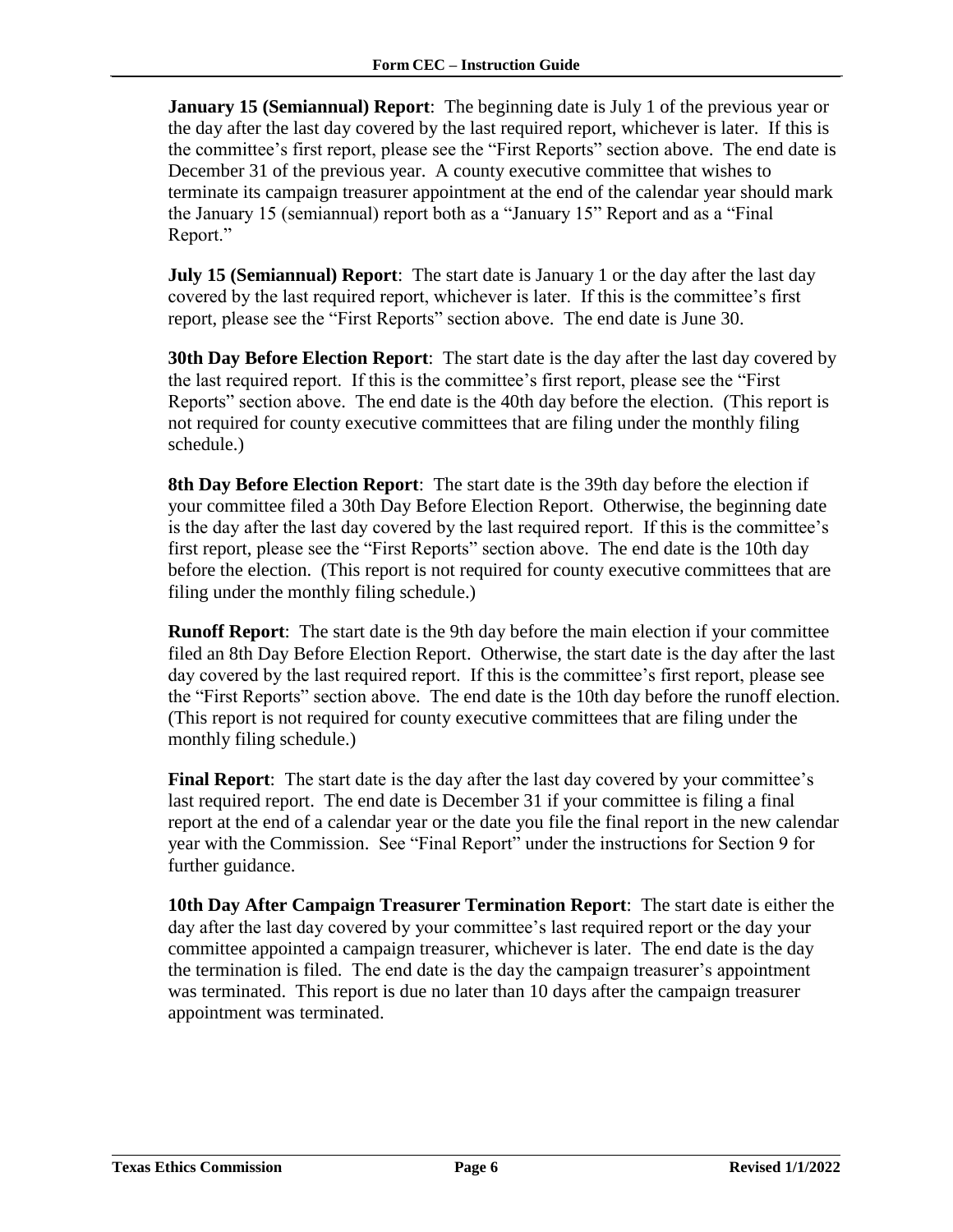**January 15 (Semiannual) Report**: The beginning date is July 1 of the previous year or the day after the last day covered by the last required report, whichever is later. If this is the committee's first report, please see the "First Reports" section above. The end date is December 31 of the previous year. A county executive committee that wishes to terminate its campaign treasurer appointment at the end of the calendar year should mark the January 15 (semiannual) report both as a "January 15" Report and as a "Final Report."

**July 15 (Semiannual) Report**: The start date is January 1 or the day after the last day covered by the last required report, whichever is later. If this is the committee's first report, please see the "First Reports" section above. The end date is June 30.

**30th Day Before Election Report**: The start date is the day after the last day covered by the last required report. If this is the committee's first report, please see the "First Reports" section above. The end date is the 40th day before the election. (This report is not required for county executive committees that are filing under the monthly filing schedule.)

**8th Day Before Election Report**: The start date is the 39th day before the election if your committee filed a 30th Day Before Election Report. Otherwise, the beginning date is the day after the last day covered by the last required report. If this is the committee's first report, please see the "First Reports" section above. The end date is the 10th day before the election. (This report is not required for county executive committees that are filing under the monthly filing schedule.)

**Runoff Report**: The start date is the 9th day before the main election if your committee filed an 8th Day Before Election Report. Otherwise, the start date is the day after the last day covered by the last required report. If this is the committee's first report, please see the "First Reports" section above. The end date is the 10th day before the runoff election. (This report is not required for county executive committees that are filing under the monthly filing schedule.)

**Final Report**: The start date is the day after the last day covered by your committee's last required report. The end date is December 31 if your committee is filing a final report at the end of a calendar year or the date you file the final report in the new calendar year with the Commission. See "Final Report" under the instructions for Section 9 for further guidance.

**10th Day After Campaign Treasurer Termination Report**: The start date is either the day after the last day covered by your committee's last required report or the day your committee appointed a campaign treasurer, whichever is later. The end date is the day the termination is filed. The end date is the day the campaign treasurer's appointment was terminated. This report is due no later than 10 days after the campaign treasurer appointment was terminated.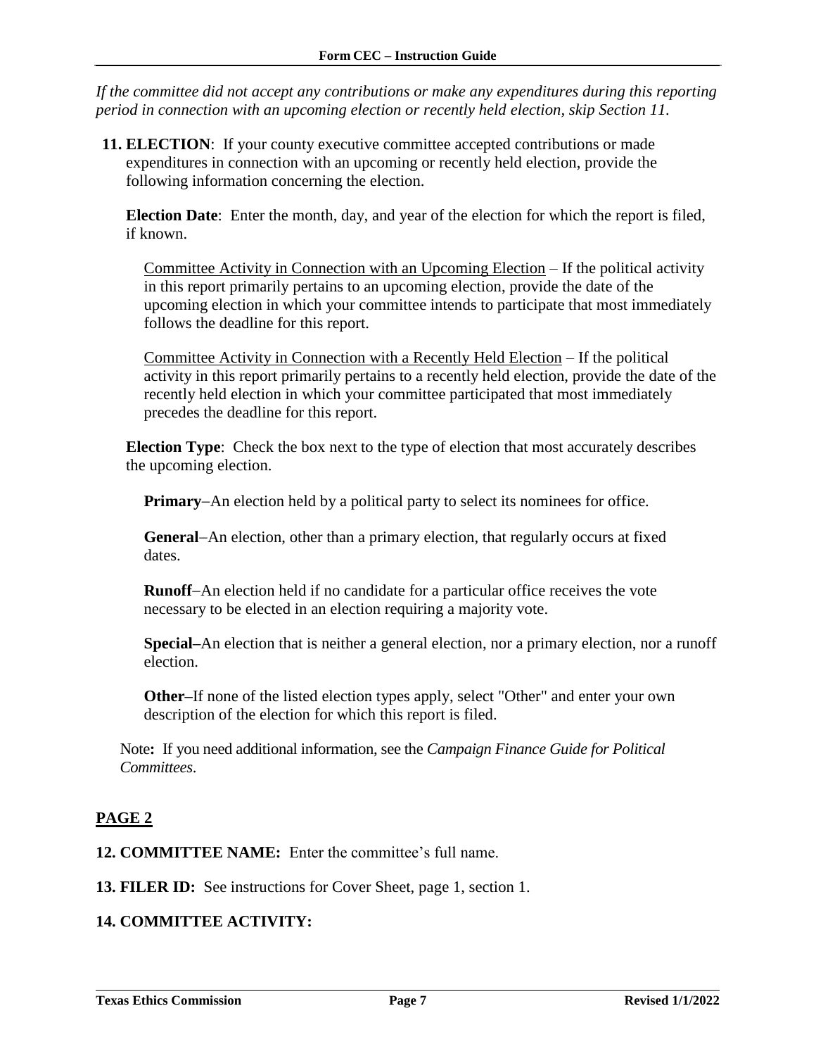*If the committee did not accept any contributions or make any expenditures during this reporting period in connection with an upcoming election or recently held election, skip Section 11.*

**11. ELECTION**: If your county executive committee accepted contributions or made expenditures in connection with an upcoming or recently held election, provide the following information concerning the election.

**Election Date**: Enter the month, day, and year of the election for which the report is filed, if known.

<u>Committee Activity in Connection with an Upcoming Election</u> – If the political activity in this report primarily pertains to an upcoming election, provide the date of the upcoming election in which your committee intends to participate that most immediately follows the deadline for this report.

<u>Committee Activity in Connection with a Recently Held Election</u> – If the political activity in this report primarily pertains to a recently held election, provide the date of the recently held election in which your committee participated that most immediately precedes the deadline for this report.

**Election Type**: Check the box next to the type of election that most accurately describes the upcoming election.

**Primary**–An election held by a political party to select its nominees for office.

**General**–An election, other than a primary election, that regularly occurs at fixed dates.

**Runoff**–An election held if no candidate for a particular office receives the vote necessary to be elected in an election requiring a majority vote.

**Special–**An election that is neither a general election, nor a primary election, nor a runoff election.

**Other–**If none of the listed election types apply, select "Other" and enter your own description of the election for which this report is filed.

Note**:** If you need additional information, see the *Campaign Finance Guide for Political Committees*.

## <u>PAGE 2</u>

**12. COMMITTEE NAME:** Enter the committee's full name.

**13. FILER ID:** See instructions for Cover Sheet, page 1, section 1.

**14. COMMITTEE ACTIVITY:**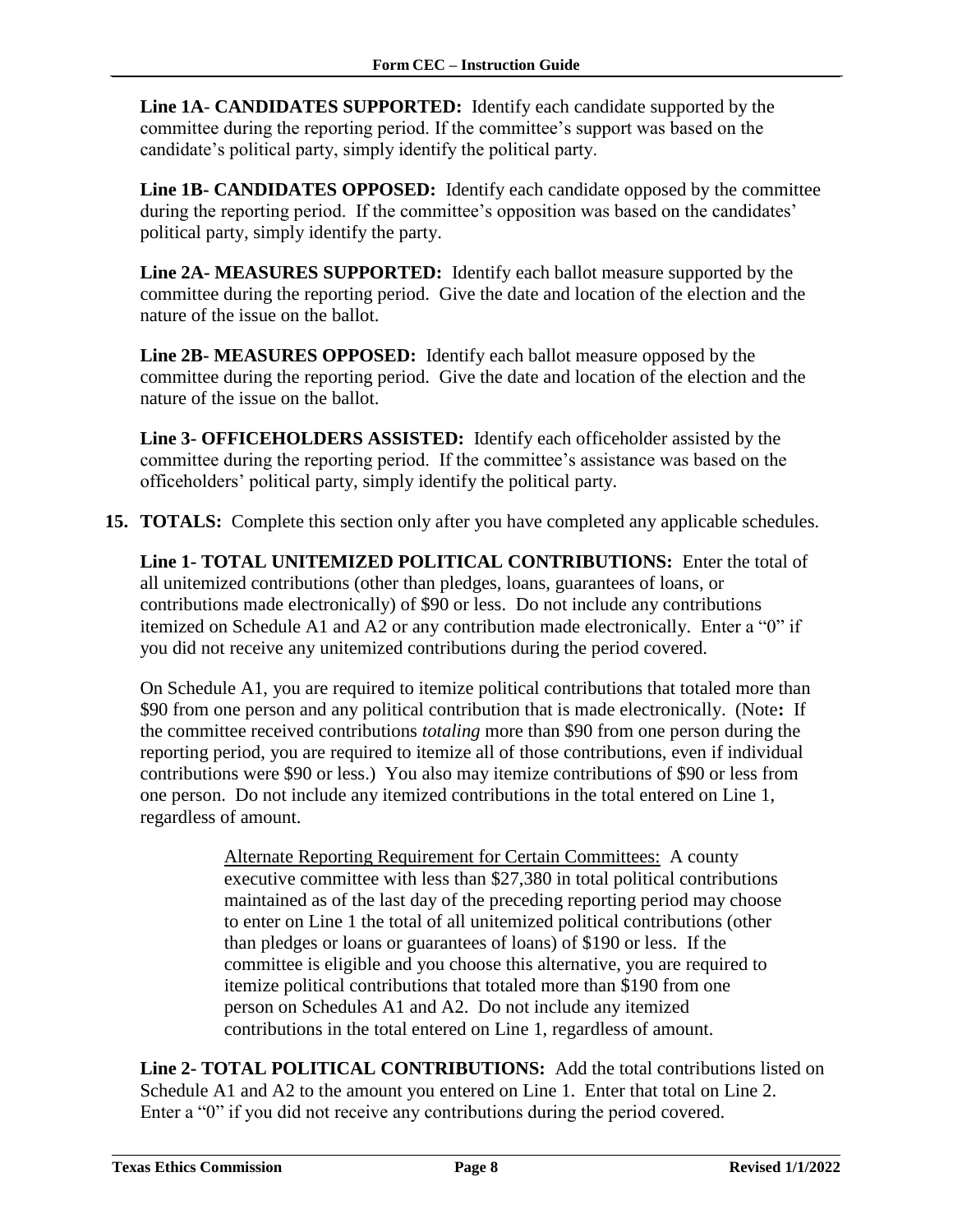**Line 1A- CANDIDATES SUPPORTED:** Identify each candidate supported by the committee during the reporting period. If the committee's support was based on the candidate's political party, simply identify the political party.

**Line 1B- CANDIDATES OPPOSED:** Identify each candidate opposed by the committee during the reporting period. If the committee's opposition was based on the candidates' political party, simply identify the party.

**Line 2A- MEASURES SUPPORTED:** Identify each ballot measure supported by the committee during the reporting period. Give the date and location of the election and the nature of the issue on the ballot.

**Line 2B- MEASURES OPPOSED:** Identify each ballot measure opposed by the committee during the reporting period. Give the date and location of the election and the nature of the issue on the ballot.

**Line 3- OFFICEHOLDERS ASSISTED:** Identify each officeholder assisted by the committee during the reporting period. If the committee's assistance was based on the officeholders' political party, simply identify the political party.

**15. TOTALS:** Complete this section only after you have completed any applicable schedules.

**Line 1- TOTAL UNITEMIZED POLITICAL CONTRIBUTIONS:** Enter the total of all unitemized contributions (other than pledges, loans, guarantees of loans, or contributions made electronically) of $90 or less. Do not include any contributions itemized on Schedule A1 and A2 or any contribution made electronically. Enter a "0" if you did not receive any unitemized contributions during the period covered.

On Schedule A1, you are required to itemize political contributions that totaled more than $90 from one person and any political contribution that is made electronically. (Note**:** If the committee received contributions *totaling* more than $90 from one person during the reporting period, you are required to itemize all of those contributions, even if individual contributions were $90 or less.) You also may itemize contributions of $90 or less from one person. Do not include any itemized contributions in the total entered on Line 1, regardless of amount.

> Alternate Reporting Requirement for Certain Committees: A county executive committee with less than $27,380 in total political contributions maintained as of the last day of the preceding reporting period may choose to enter on Line 1 the total of all unitemized political contributions (other than pledges or loans or guarantees of loans) of $190 or less. If the committee is eligible and you choose this alternative, you are required to itemize political contributions that totaled more than $190 from one person on Schedules A1 and A2. Do not include any itemized contributions in the total entered on Line 1, regardless of amount.

**Line 2- TOTAL POLITICAL CONTRIBUTIONS:** Add the total contributions listed on Schedule A1 and A2 to the amount you entered on Line 1. Enter that total on Line 2. Enter a "0" if you did not receive any contributions during the period covered.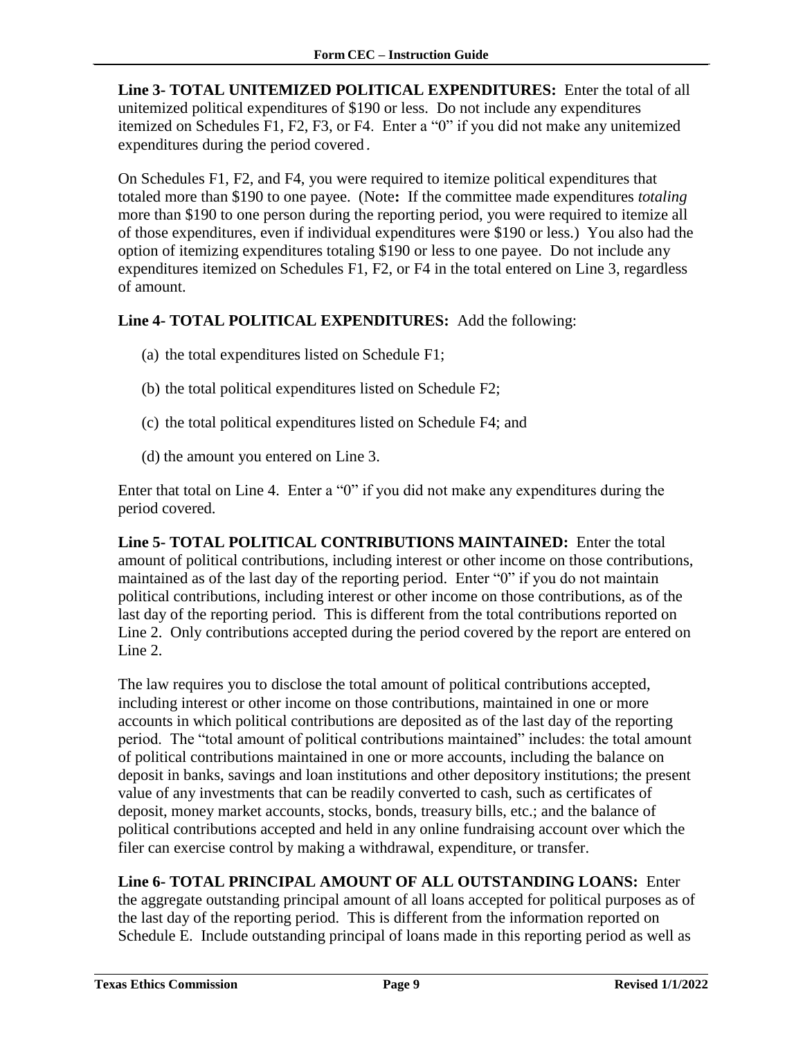**Line 3- TOTAL UNITEMIZED POLITICAL EXPENDITURES:** Enter the total of all unitemized political expenditures of $190 or less. Do not include any expenditures itemized on Schedules F1, F2, F3, or F4. Enter a "0" if you did not make any unitemized expenditures during the period covered.

On Schedules F1, F2, and F4, you were required to itemize political expenditures that totaled more than $190 to one payee. (Note**:** If the committee made expenditures *totaling* more than $190 to one person during the reporting period, you were required to itemize all of those expenditures, even if individual expenditures were $190 or less.) You also had the option of itemizing expenditures totaling $190 or less to one payee. Do not include any expenditures itemized on Schedules F1, F2, or F4 in the total entered on Line 3, regardless of amount.

**Line 4- TOTAL POLITICAL EXPENDITURES:** Add the following:

(a) the total expenditures listed on Schedule F1;

(b) the total political expenditures listed on Schedule F2;

(c) the total political expenditures listed on Schedule F4; and

(d) the amount you entered on Line 3.

Enter that total on Line 4. Enter a "0" if you did not make any expenditures during the period covered.

**Line 5- TOTAL POLITICAL CONTRIBUTIONS MAINTAINED:** Enter the total amount of political contributions, including interest or other income on those contributions, maintained as of the last day of the reporting period. Enter "0" if you do not maintain political contributions, including interest or other income on those contributions, as of the last day of the reporting period. This is different from the total contributions reported on Line 2. Only contributions accepted during the period covered by the report are entered on Line 2.

The law requires you to disclose the total amount of political contributions accepted, including interest or other income on those contributions, maintained in one or more accounts in which political contributions are deposited as of the last day of the reporting period. The "total amount of political contributions maintained" includes: the total amount of political contributions maintained in one or more accounts, including the balance on deposit in banks, savings and loan institutions and other depository institutions; the present value of any investments that can be readily converted to cash, such as certificates of deposit, money market accounts, stocks, bonds, treasury bills, etc.; and the balance of political contributions accepted and held in any online fundraising account over which the filer can exercise control by making a withdrawal, expenditure, or transfer.

**Line 6- TOTAL PRINCIPAL AMOUNT OF ALL OUTSTANDING LOANS:** Enter the aggregate outstanding principal amount of all loans accepted for political purposes as of the last day of the reporting period. This is different from the information reported on Schedule E. Include outstanding principal of loans made in this reporting period as well as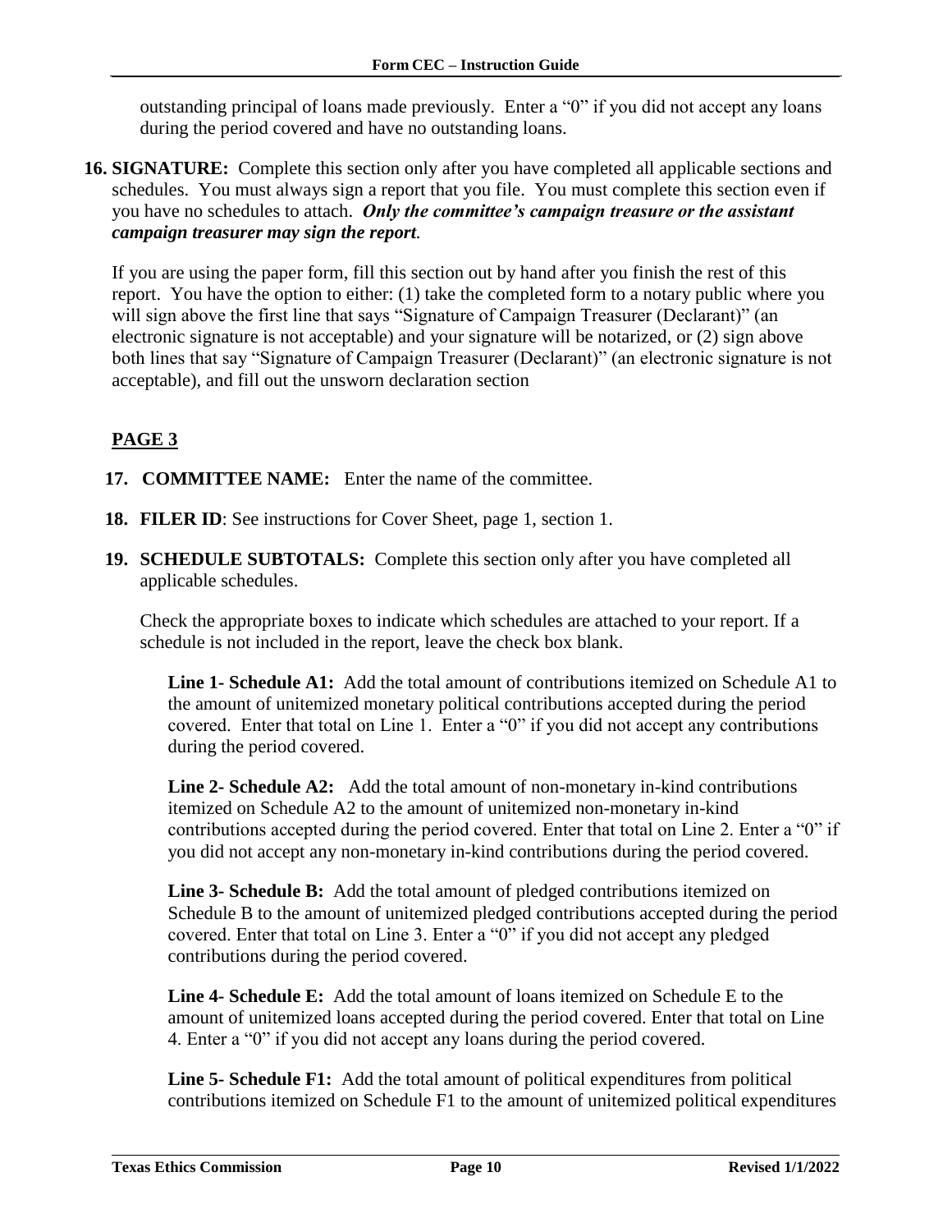outstanding principal of loans made previously. Enter a "0" if you did not accept any loans during the period covered and have no outstanding loans.

**16. SIGNATURE:** Complete this section only after you have completed all applicable sections and schedules. You must always sign a report that you file. You must complete this section even if you have no schedules to attach. ***Only the committee's campaign treasure or the assistant campaign treasurer may sign the report.***

If you are using the paper form, fill this section out by hand after you finish the rest of this report. You have the option to either: (1) take the completed form to a notary public where you will sign above the first line that says "Signature of Campaign Treasurer (Declarant)" (an electronic signature is not acceptable) and your signature will be notarized, or (2) sign above both lines that say "Signature of Campaign Treasurer (Declarant)" (an electronic signature is not acceptable), and fill out the unsworn declaration section

## PAGE 3

**17. COMMITTEE NAME:** Enter the name of the committee.

**18. FILER ID**: See instructions for Cover Sheet, page 1, section 1.

**19. SCHEDULE SUBTOTALS:** Complete this section only after you have completed all applicable schedules.

Check the appropriate boxes to indicate which schedules are attached to your report. If a schedule is not included in the report, leave the check box blank.

**Line 1- Schedule A1:** Add the total amount of contributions itemized on Schedule A1 to the amount of unitemized monetary political contributions accepted during the period covered. Enter that total on Line 1. Enter a "0" if you did not accept any contributions during the period covered.

**Line 2- Schedule A2:** Add the total amount of non-monetary in-kind contributions itemized on Schedule A2 to the amount of unitemized non-monetary in-kind contributions accepted during the period covered. Enter that total on Line 2. Enter a "0" if you did not accept any non-monetary in-kind contributions during the period covered.

**Line 3- Schedule B:** Add the total amount of pledged contributions itemized on Schedule B to the amount of unitemized pledged contributions accepted during the period covered. Enter that total on Line 3. Enter a "0" if you did not accept any pledged contributions during the period covered.

**Line 4- Schedule E:** Add the total amount of loans itemized on Schedule E to the amount of unitemized loans accepted during the period covered. Enter that total on Line 4. Enter a "0" if you did not accept any loans during the period covered.

**Line 5- Schedule F1:** Add the total amount of political expenditures from political contributions itemized on Schedule F1 to the amount of unitemized political expenditures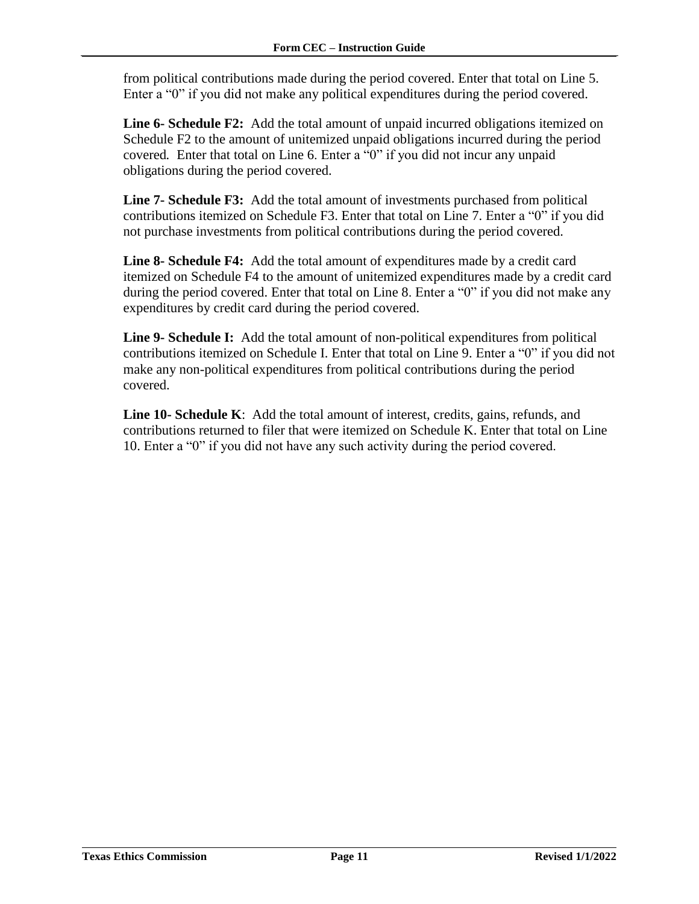from political contributions made during the period covered. Enter that total on Line 5. Enter a "0" if you did not make any political expenditures during the period covered.

**Line 6- Schedule F2:** Add the total amount of unpaid incurred obligations itemized on Schedule F2 to the amount of unitemized unpaid obligations incurred during the period covered. Enter that total on Line 6. Enter a "0" if you did not incur any unpaid obligations during the period covered.

**Line 7- Schedule F3:** Add the total amount of investments purchased from political contributions itemized on Schedule F3. Enter that total on Line 7. Enter a "0" if you did not purchase investments from political contributions during the period covered.

**Line 8- Schedule F4:** Add the total amount of expenditures made by a credit card itemized on Schedule F4 to the amount of unitemized expenditures made by a credit card during the period covered. Enter that total on Line 8. Enter a "0" if you did not make any expenditures by credit card during the period covered.

**Line 9- Schedule I:** Add the total amount of non-political expenditures from political contributions itemized on Schedule I. Enter that total on Line 9. Enter a "0" if you did not make any non-political expenditures from political contributions during the period covered.

**Line 10- Schedule K**: Add the total amount of interest, credits, gains, refunds, and contributions returned to filer that were itemized on Schedule K. Enter that total on Line 10. Enter a "0" if you did not have any such activity during the period covered.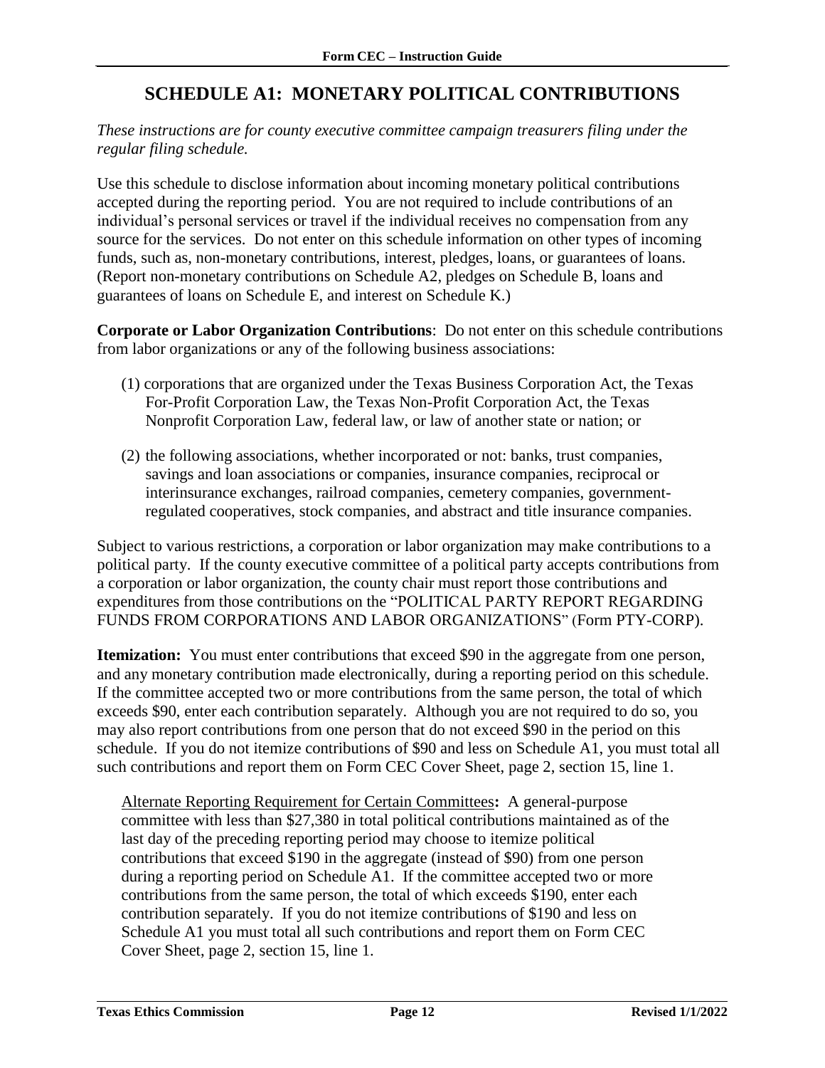# SCHEDULE A1: MONETARY POLITICAL CONTRIBUTIONS

*These instructions are for county executive committee campaign treasurers filing under the regular filing schedule.*

Use this schedule to disclose information about incoming monetary political contributions accepted during the reporting period. You are not required to include contributions of an individual's personal services or travel if the individual receives no compensation from any source for the services. Do not enter on this schedule information on other types of incoming funds, such as, non-monetary contributions, interest, pledges, loans, or guarantees of loans. (Report non-monetary contributions on Schedule A2, pledges on Schedule B, loans and guarantees of loans on Schedule E, and interest on Schedule K.)

**Corporate or Labor Organization Contributions**: Do not enter on this schedule contributions from labor organizations or any of the following business associations:

(1) corporations that are organized under the Texas Business Corporation Act, the Texas For-Profit Corporation Law, the Texas Non-Profit Corporation Act, the Texas Nonprofit Corporation Law, federal law, or law of another state or nation; or

(2) the following associations, whether incorporated or not: banks, trust companies, savings and loan associations or companies, insurance companies, reciprocal or interinsurance exchanges, railroad companies, cemetery companies, government-regulated cooperatives, stock companies, and abstract and title insurance companies.

Subject to various restrictions, a corporation or labor organization may make contributions to a political party. If the county executive committee of a political party accepts contributions from a corporation or labor organization, the county chair must report those contributions and expenditures from those contributions on the "POLITICAL PARTY REPORT REGARDING FUNDS FROM CORPORATIONS AND LABOR ORGANIZATIONS" (Form PTY-CORP).

**Itemization:** You must enter contributions that exceed $90 in the aggregate from one person, and any monetary contribution made electronically, during a reporting period on this schedule. If the committee accepted two or more contributions from the same person, the total of which exceeds $90, enter each contribution separately. Although you are not required to do so, you may also report contributions from one person that do not exceed $90 in the period on this schedule. If you do not itemize contributions of $90 and less on Schedule A1, you must total all such contributions and report them on Form CEC Cover Sheet, page 2, section 15, line 1.

Alternate Reporting Requirement for Certain Committees**:** A general-purpose committee with less than $27,380 in total political contributions maintained as of the last day of the preceding reporting period may choose to itemize political contributions that exceed $190 in the aggregate (instead of $90) from one person during a reporting period on Schedule A1. If the committee accepted two or more contributions from the same person, the total of which exceeds $190, enter each contribution separately. If you do not itemize contributions of $190 and less on Schedule A1 you must total all such contributions and report them on Form CEC Cover Sheet, page 2, section 15, line 1.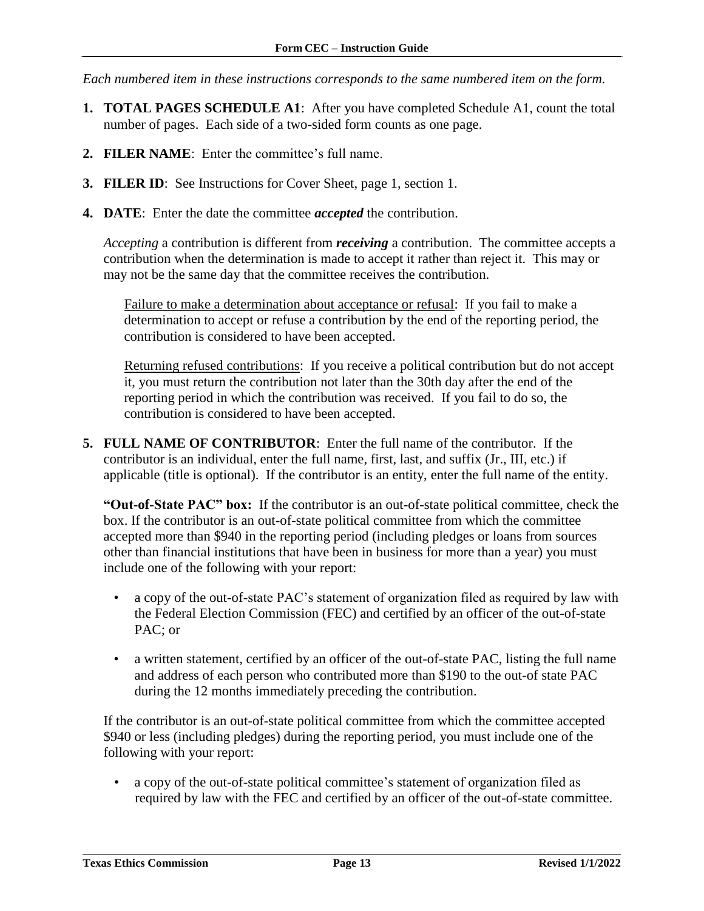*Each numbered item in these instructions corresponds to the same numbered item on the form.*

1. **TOTAL PAGES SCHEDULE A1**: After you have completed Schedule A1, count the total number of pages. Each side of a two-sided form counts as one page.

2. **FILER NAME**: Enter the committee's full name.

3. **FILER ID**: See Instructions for Cover Sheet, page 1, section 1.

4. **DATE**: Enter the date the committee ***accepted*** the contribution.

   *Accepting* a contribution is different from ***receiving*** a contribution. The committee accepts a contribution when the determination is made to accept it rather than reject it. This may or may not be the same day that the committee receives the contribution.

   Failure to make a determination about acceptance or refusal: If you fail to make a determination to accept or refuse a contribution by the end of the reporting period, the contribution is considered to have been accepted.

   Returning refused contributions: If you receive a political contribution but do not accept it, you must return the contribution not later than the 30th day after the end of the reporting period in which the contribution was received. If you fail to do so, the contribution is considered to have been accepted.

5. **FULL NAME OF CONTRIBUTOR**: Enter the full name of the contributor. If the contributor is an individual, enter the full name, first, last, and suffix (Jr., III, etc.) if applicable (title is optional). If the contributor is an entity, enter the full name of the entity.

   **"Out-of-State PAC" box:** If the contributor is an out-of-state political committee, check the box. If the contributor is an out-of-state political committee from which the committee accepted more than $940 in the reporting period (including pledges or loans from sources other than financial institutions that have been in business for more than a year) you must include one of the following with your report:

   - a copy of the out-of-state PAC's statement of organization filed as required by law with the Federal Election Commission (FEC) and certified by an officer of the out-of-state PAC; or
   - a written statement, certified by an officer of the out-of-state PAC, listing the full name and address of each person who contributed more than $190 to the out-of state PAC during the 12 months immediately preceding the contribution.

   If the contributor is an out-of-state political committee from which the committee accepted $940 or less (including pledges) during the reporting period, you must include one of the following with your report:

   - a copy of the out-of-state political committee's statement of organization filed as required by law with the FEC and certified by an officer of the out-of-state committee.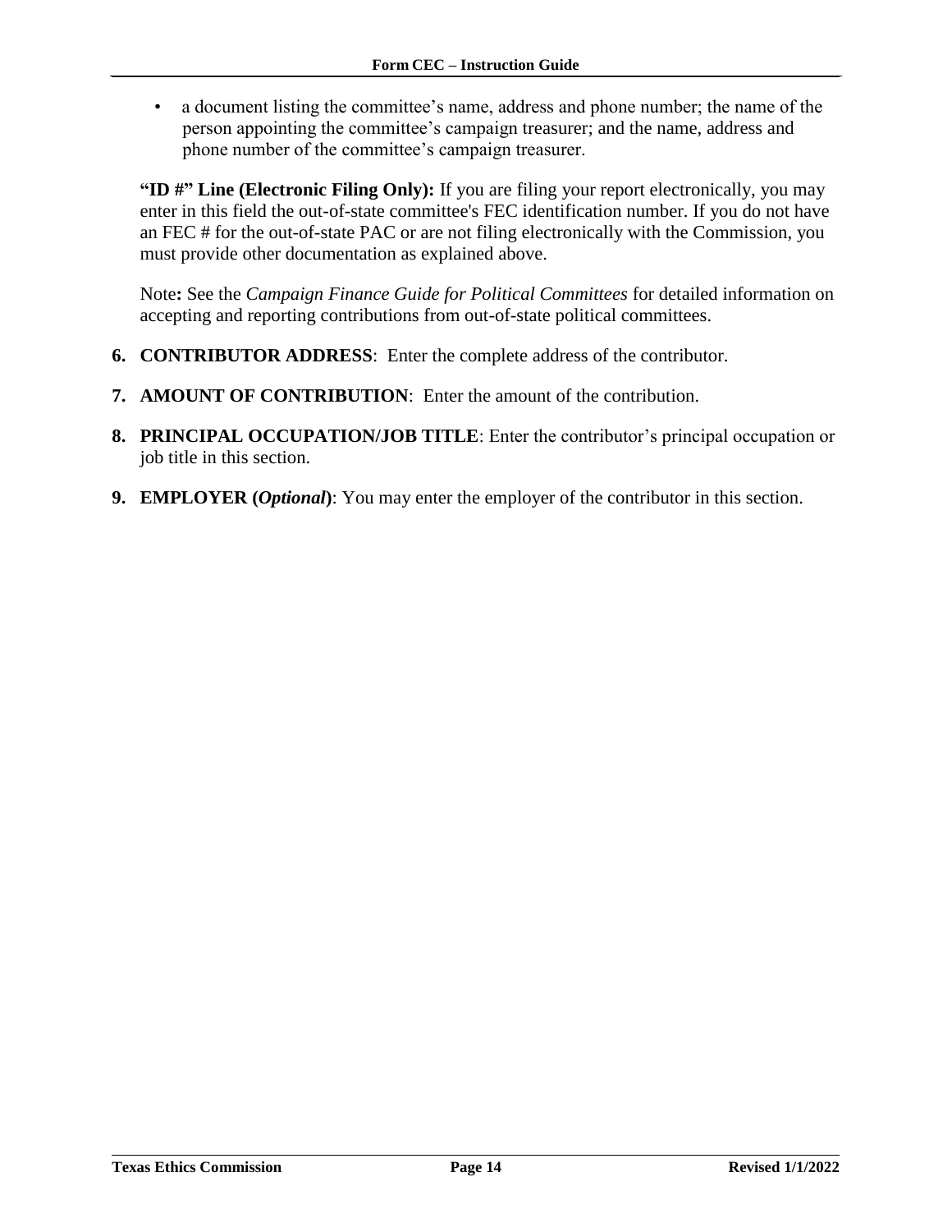- a document listing the committee's name, address and phone number; the name of the person appointing the committee's campaign treasurer; and the name, address and phone number of the committee's campaign treasurer.

**"ID #" Line (Electronic Filing Only):** If you are filing your report electronically, you may enter in this field the out-of-state committee's FEC identification number. If you do not have an FEC # for the out-of-state PAC or are not filing electronically with the Commission, you must provide other documentation as explained above.

Note**:** See the *Campaign Finance Guide for Political Committees* for detailed information on accepting and reporting contributions from out-of-state political committees.

6. **CONTRIBUTOR ADDRESS**: Enter the complete address of the contributor.
7. **AMOUNT OF CONTRIBUTION**: Enter the amount of the contribution.
8. **PRINCIPAL OCCUPATION/JOB TITLE**: Enter the contributor's principal occupation or job title in this section.
9. **EMPLOYER (*Optional*)**: You may enter the employer of the contributor in this section.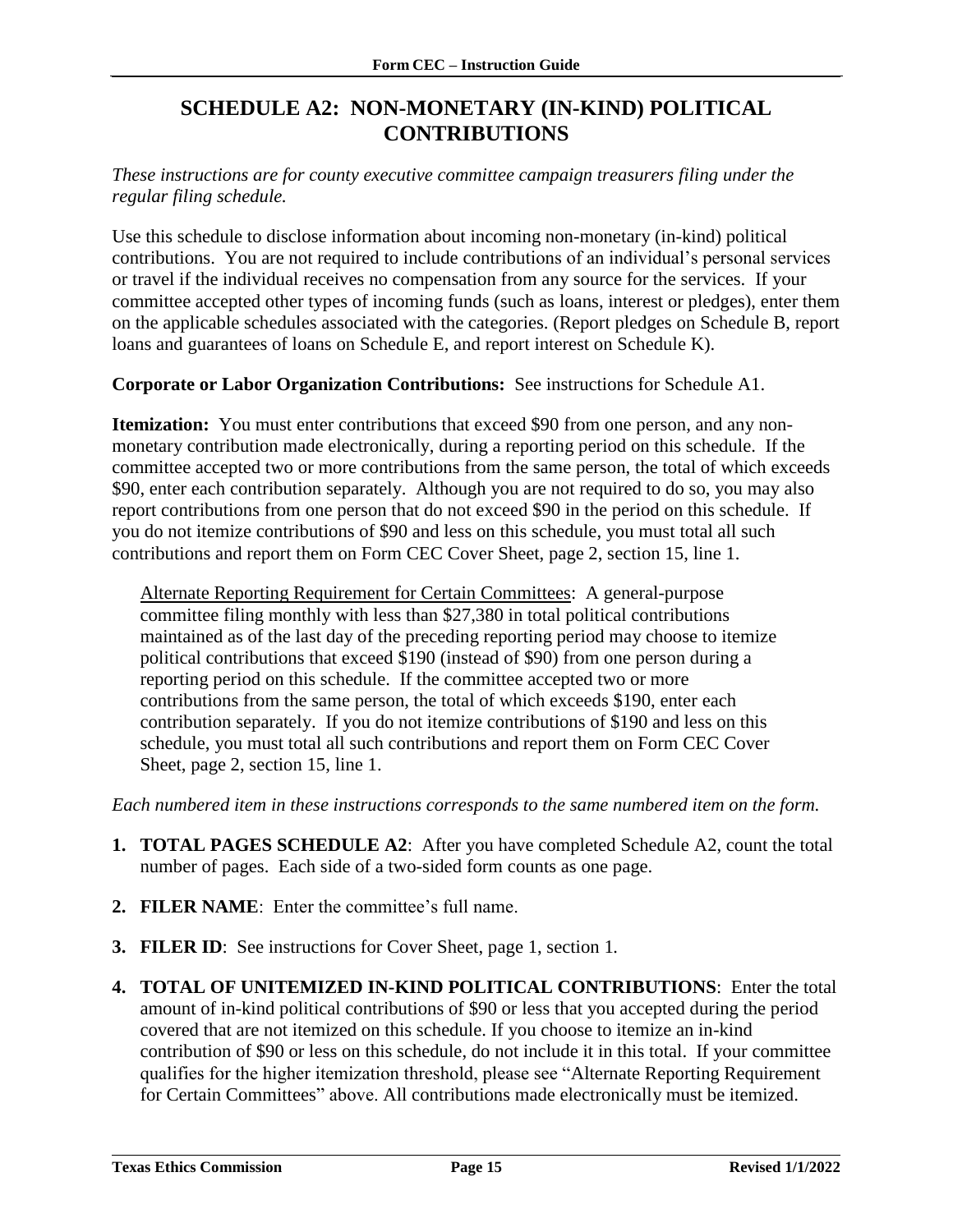# SCHEDULE A2: NON-MONETARY (IN-KIND) POLITICAL CONTRIBUTIONS

*These instructions are for county executive committee campaign treasurers filing under the regular filing schedule.*

Use this schedule to disclose information about incoming non-monetary (in-kind) political contributions. You are not required to include contributions of an individual's personal services or travel if the individual receives no compensation from any source for the services. If your committee accepted other types of incoming funds (such as loans, interest or pledges), enter them on the applicable schedules associated with the categories. (Report pledges on Schedule B, report loans and guarantees of loans on Schedule E, and report interest on Schedule K).

**Corporate or Labor Organization Contributions:** See instructions for Schedule A1.

**Itemization:** You must enter contributions that exceed $90 from one person, and any non-monetary contribution made electronically, during a reporting period on this schedule. If the committee accepted two or more contributions from the same person, the total of which exceeds $90, enter each contribution separately. Although you are not required to do so, you may also report contributions from one person that do not exceed $90 in the period on this schedule. If you do not itemize contributions of $90 and less on this schedule, you must total all such contributions and report them on Form CEC Cover Sheet, page 2, section 15, line 1.

> Alternate Reporting Requirement for Certain Committees: A general-purpose committee filing monthly with less than $27,380 in total political contributions maintained as of the last day of the preceding reporting period may choose to itemize political contributions that exceed $190 (instead of $90) from one person during a reporting period on this schedule. If the committee accepted two or more contributions from the same person, the total of which exceeds $190, enter each contribution separately. If you do not itemize contributions of $190 and less on this schedule, you must total all such contributions and report them on Form CEC Cover Sheet, page 2, section 15, line 1.

*Each numbered item in these instructions corresponds to the same numbered item on the form.*

1. **TOTAL PAGES SCHEDULE A2**: After you have completed Schedule A2, count the total number of pages. Each side of a two-sided form counts as one page.

2. **FILER NAME**: Enter the committee's full name.

3. **FILER ID**: See instructions for Cover Sheet, page 1, section 1.

4. **TOTAL OF UNITEMIZED IN-KIND POLITICAL CONTRIBUTIONS**: Enter the total amount of in-kind political contributions of $90 or less that you accepted during the period covered that are not itemized on this schedule. If you choose to itemize an in-kind contribution of $90 or less on this schedule, do not include it in this total. If your committee qualifies for the higher itemization threshold, please see "Alternate Reporting Requirement for Certain Committees" above. All contributions made electronically must be itemized.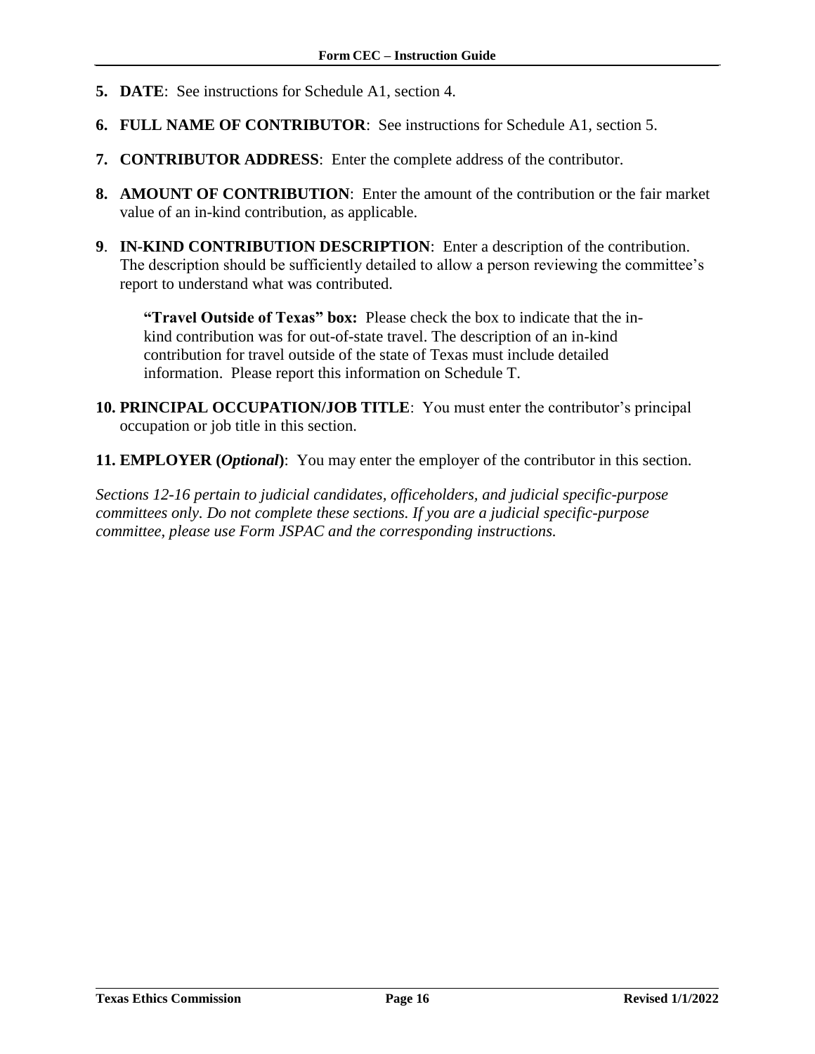**5. DATE**: See instructions for Schedule A1, section 4.

**6. FULL NAME OF CONTRIBUTOR**: See instructions for Schedule A1, section 5.

**7. CONTRIBUTOR ADDRESS**: Enter the complete address of the contributor.

**8. AMOUNT OF CONTRIBUTION**: Enter the amount of the contribution or the fair market value of an in-kind contribution, as applicable.

**9**. **IN-KIND CONTRIBUTION DESCRIPTION**: Enter a description of the contribution. The description should be sufficiently detailed to allow a person reviewing the committee's report to understand what was contributed.

> **"Travel Outside of Texas" box:** Please check the box to indicate that the in-kind contribution was for out-of-state travel. The description of an in-kind contribution for travel outside of the state of Texas must include detailed information. Please report this information on Schedule T.

**10. PRINCIPAL OCCUPATION/JOB TITLE**: You must enter the contributor's principal occupation or job title in this section.

**11. EMPLOYER (*Optional*)**: You may enter the employer of the contributor in this section.

*Sections 12-16 pertain to judicial candidates, officeholders, and judicial specific-purpose committees only. Do not complete these sections. If you are a judicial specific-purpose committee, please use Form JSPAC and the corresponding instructions.*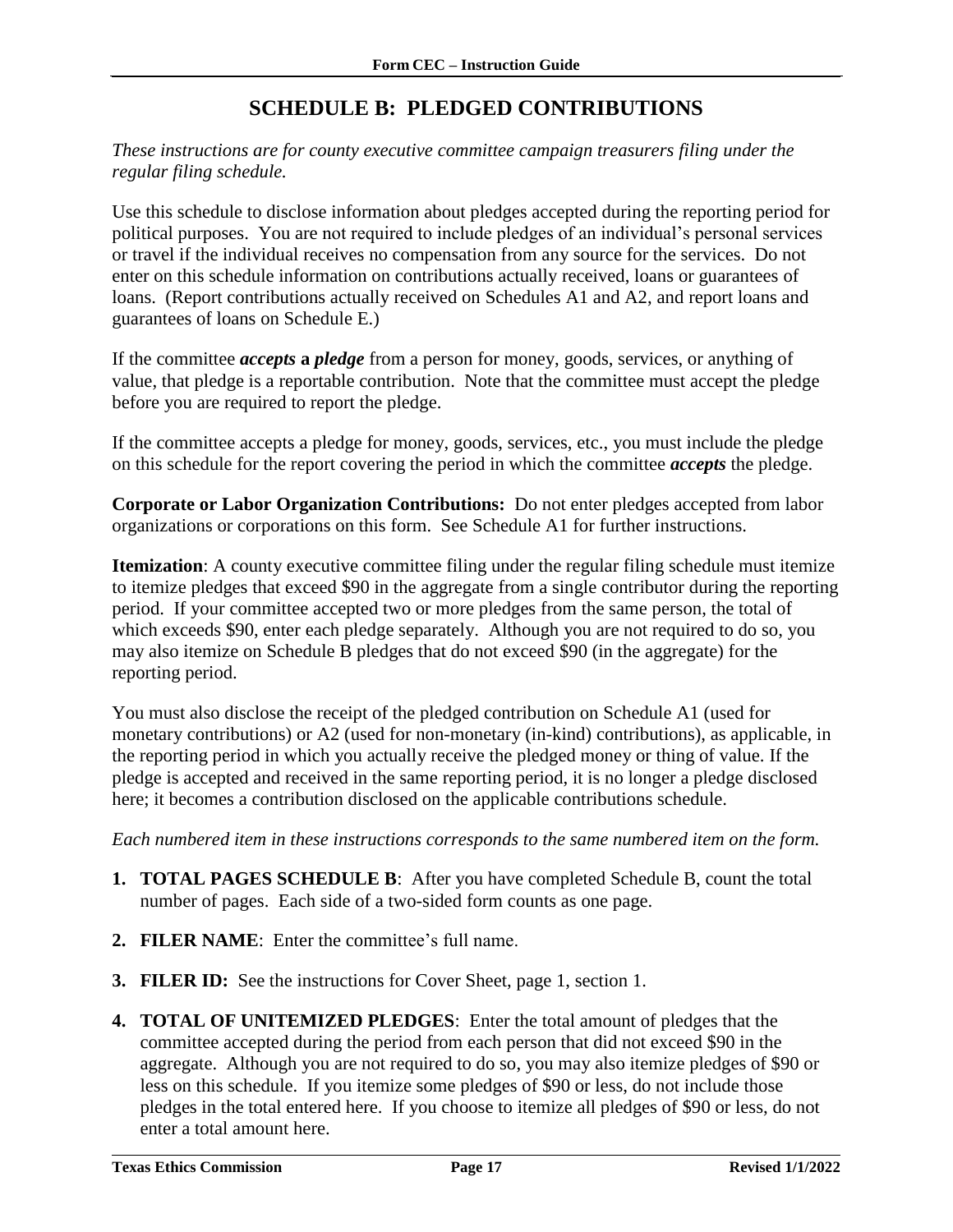# SCHEDULE B: PLEDGED CONTRIBUTIONS

*These instructions are for county executive committee campaign treasurers filing under the regular filing schedule.*

Use this schedule to disclose information about pledges accepted during the reporting period for political purposes. You are not required to include pledges of an individual's personal services or travel if the individual receives no compensation from any source for the services. Do not enter on this schedule information on contributions actually received, loans or guarantees of loans. (Report contributions actually received on Schedules A1 and A2, and report loans and guarantees of loans on Schedule E.)

If the committee ***accepts* a *pledge*** from a person for money, goods, services, or anything of value, that pledge is a reportable contribution. Note that the committee must accept the pledge before you are required to report the pledge.

If the committee accepts a pledge for money, goods, services, etc., you must include the pledge on this schedule for the report covering the period in which the committee ***accepts*** the pledge.

**Corporate or Labor Organization Contributions:** Do not enter pledges accepted from labor organizations or corporations on this form. See Schedule A1 for further instructions.

**Itemization**: A county executive committee filing under the regular filing schedule must itemize to itemize pledges that exceed $90 in the aggregate from a single contributor during the reporting period. If your committee accepted two or more pledges from the same person, the total of which exceeds $90, enter each pledge separately. Although you are not required to do so, you may also itemize on Schedule B pledges that do not exceed $90 (in the aggregate) for the reporting period.

You must also disclose the receipt of the pledged contribution on Schedule A1 (used for monetary contributions) or A2 (used for non-monetary (in-kind) contributions), as applicable, in the reporting period in which you actually receive the pledged money or thing of value. If the pledge is accepted and received in the same reporting period, it is no longer a pledge disclosed here; it becomes a contribution disclosed on the applicable contributions schedule.

*Each numbered item in these instructions corresponds to the same numbered item on the form.*

1. **TOTAL PAGES SCHEDULE B**: After you have completed Schedule B, count the total number of pages. Each side of a two-sided form counts as one page.
2. **FILER NAME**: Enter the committee's full name.
3. **FILER ID:** See the instructions for Cover Sheet, page 1, section 1.
4. **TOTAL OF UNITEMIZED PLEDGES**: Enter the total amount of pledges that the committee accepted during the period from each person that did not exceed $90 in the aggregate. Although you are not required to do so, you may also itemize pledges of $90 or less on this schedule. If you itemize some pledges of $90 or less, do not include those pledges in the total entered here. If you choose to itemize all pledges of $90 or less, do not enter a total amount here.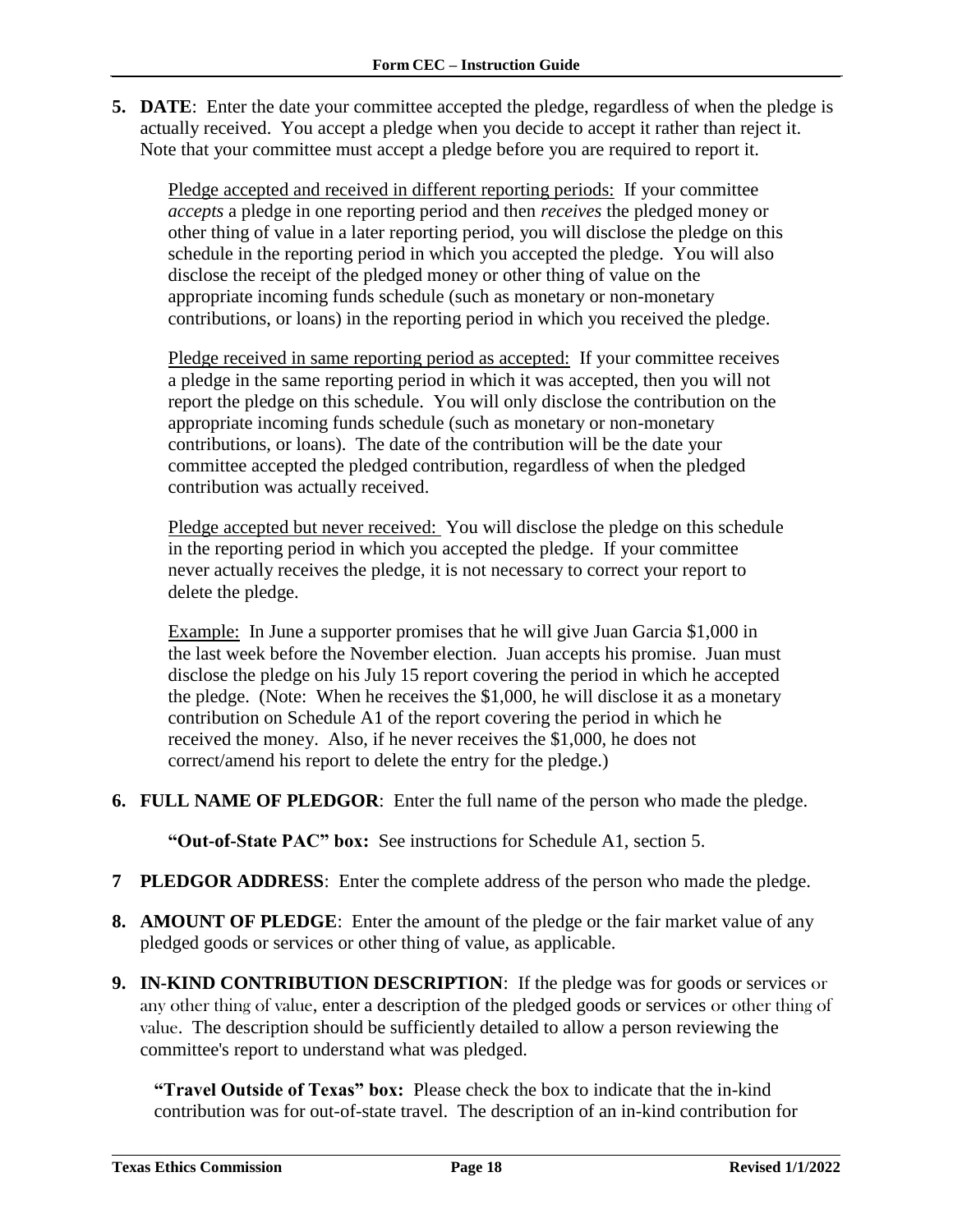**5. DATE**: Enter the date your committee accepted the pledge, regardless of when the pledge is actually received. You accept a pledge when you decide to accept it rather than reject it. Note that your committee must accept a pledge before you are required to report it.

Pledge accepted and received in different reporting periods: If your committee *accepts* a pledge in one reporting period and then *receives* the pledged money or other thing of value in a later reporting period, you will disclose the pledge on this schedule in the reporting period in which you accepted the pledge. You will also disclose the receipt of the pledged money or other thing of value on the appropriate incoming funds schedule (such as monetary or non-monetary contributions, or loans) in the reporting period in which you received the pledge.

Pledge received in same reporting period as accepted: If your committee receives a pledge in the same reporting period in which it was accepted, then you will not report the pledge on this schedule. You will only disclose the contribution on the appropriate incoming funds schedule (such as monetary or non-monetary contributions, or loans). The date of the contribution will be the date your committee accepted the pledged contribution, regardless of when the pledged contribution was actually received.

Pledge accepted but never received: You will disclose the pledge on this schedule in the reporting period in which you accepted the pledge. If your committee never actually receives the pledge, it is not necessary to correct your report to delete the pledge.

Example: In June a supporter promises that he will give Juan Garcia $1,000 in the last week before the November election. Juan accepts his promise. Juan must disclose the pledge on his July 15 report covering the period in which he accepted the pledge. (Note: When he receives the $1,000, he will disclose it as a monetary contribution on Schedule A1 of the report covering the period in which he received the money. Also, if he never receives the $1,000, he does not correct/amend his report to delete the entry for the pledge.)

**6. FULL NAME OF PLEDGOR**: Enter the full name of the person who made the pledge.

**"Out-of-State PAC" box:** See instructions for Schedule A1, section 5.

**7 PLEDGOR ADDRESS**: Enter the complete address of the person who made the pledge.

**8. AMOUNT OF PLEDGE**: Enter the amount of the pledge or the fair market value of any pledged goods or services or other thing of value, as applicable.

**9. IN-KIND CONTRIBUTION DESCRIPTION**: If the pledge was for goods or services or any other thing of value, enter a description of the pledged goods or services or other thing of value. The description should be sufficiently detailed to allow a person reviewing the committee's report to understand what was pledged.

**"Travel Outside of Texas" box:** Please check the box to indicate that the in-kind contribution was for out-of-state travel. The description of an in-kind contribution for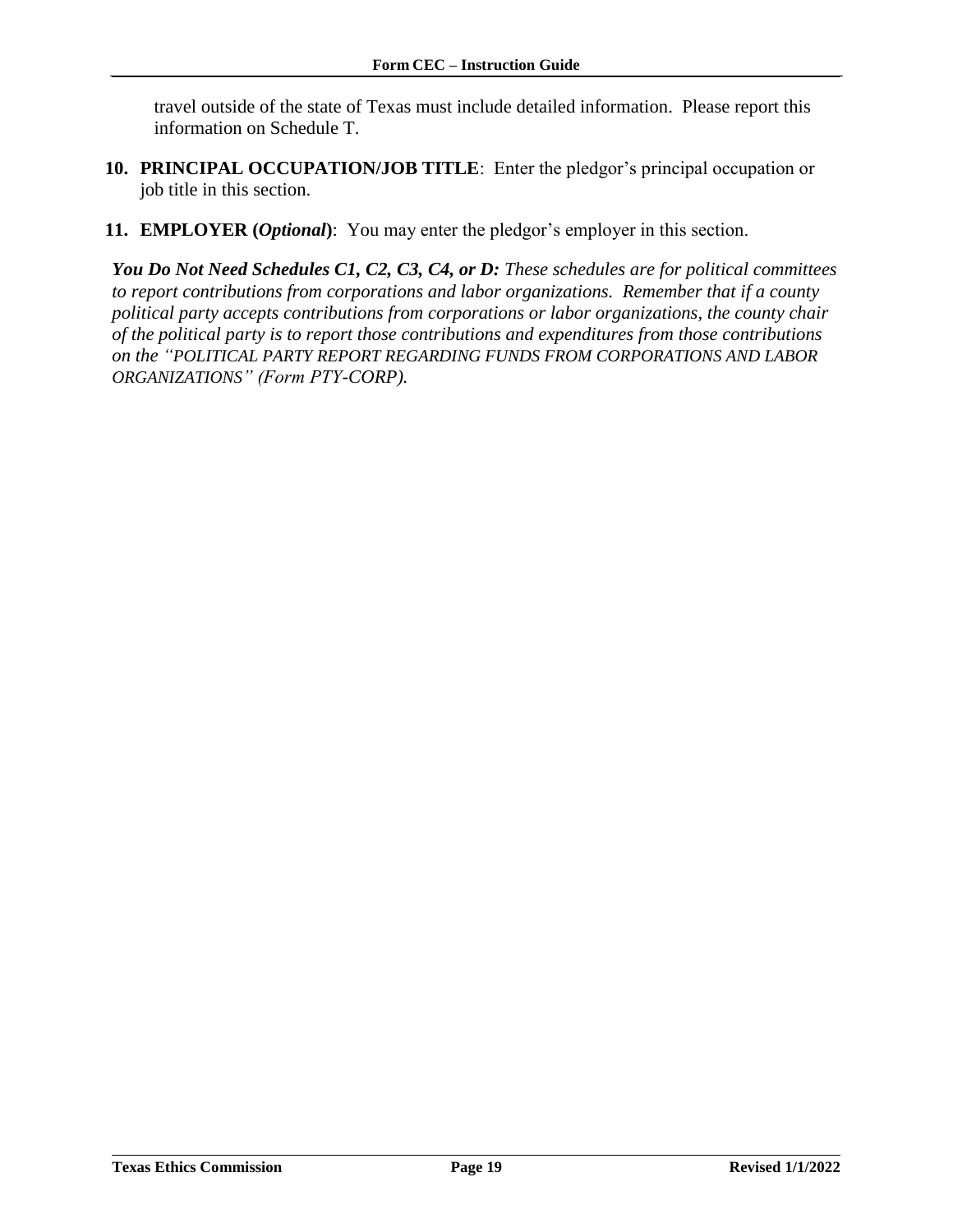travel outside of the state of Texas must include detailed information. Please report this information on Schedule T.

10. **PRINCIPAL OCCUPATION/JOB TITLE**: Enter the pledgor's principal occupation or job title in this section.

11. **EMPLOYER (*Optional*)**: You may enter the pledgor's employer in this section.

***You Do Not Need Schedules C1, C2, C3, C4, or D:*** *These schedules are for political committees to report contributions from corporations and labor organizations. Remember that if a county political party accepts contributions from corporations or labor organizations, the county chair of the political party is to report those contributions and expenditures from those contributions on the "POLITICAL PARTY REPORT REGARDING FUNDS FROM CORPORATIONS AND LABOR ORGANIZATIONS" (Form PTY-CORP).*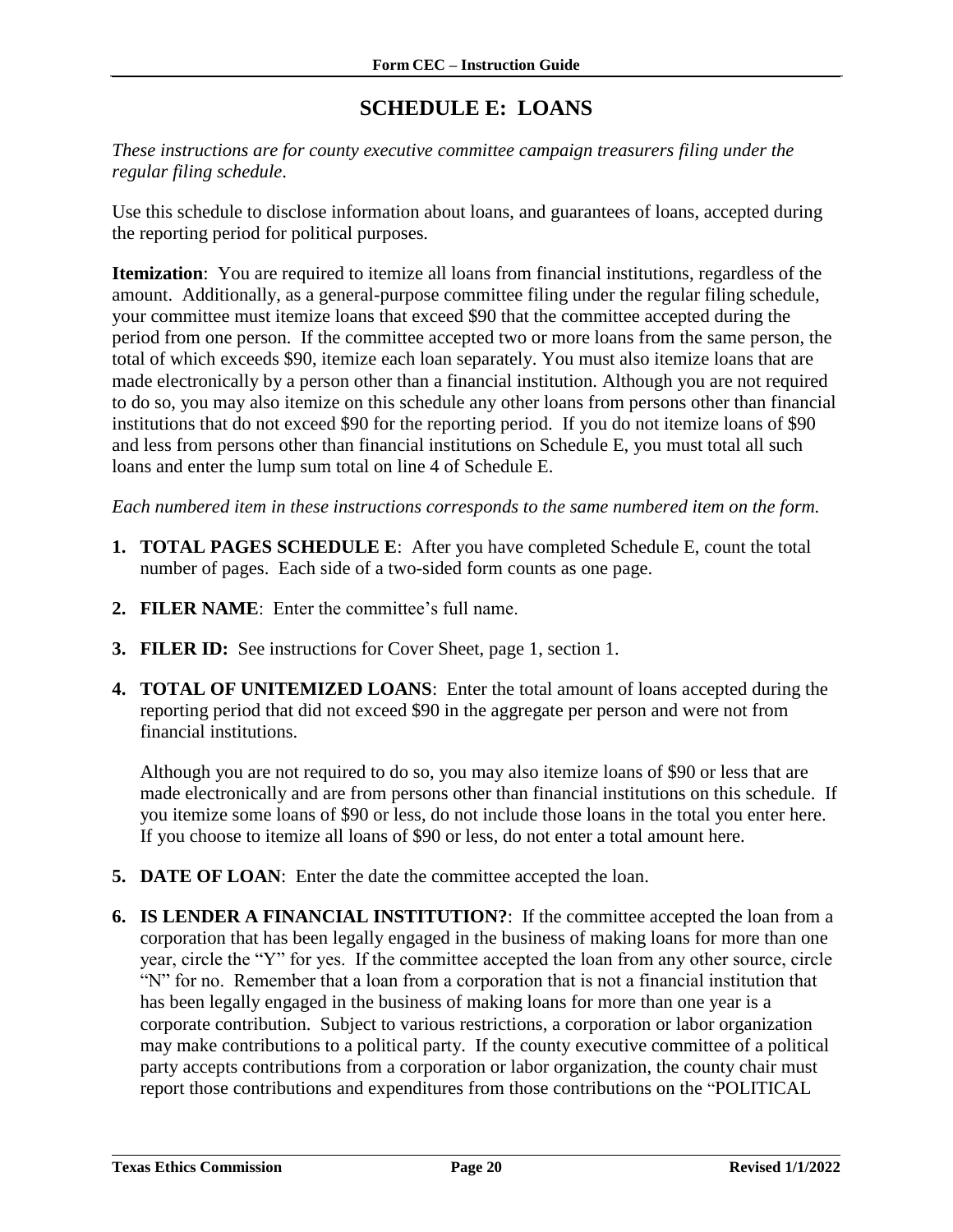# SCHEDULE E: LOANS

*These instructions are for county executive committee campaign treasurers filing under the regular filing schedule.*

Use this schedule to disclose information about loans, and guarantees of loans, accepted during the reporting period for political purposes.

**Itemization**: You are required to itemize all loans from financial institutions, regardless of the amount. Additionally, as a general-purpose committee filing under the regular filing schedule, your committee must itemize loans that exceed $90 that the committee accepted during the period from one person. If the committee accepted two or more loans from the same person, the total of which exceeds $90, itemize each loan separately. You must also itemize loans that are made electronically by a person other than a financial institution. Although you are not required to do so, you may also itemize on this schedule any other loans from persons other than financial institutions that do not exceed $90 for the reporting period. If you do not itemize loans of $90 and less from persons other than financial institutions on Schedule E, you must total all such loans and enter the lump sum total on line 4 of Schedule E.

*Each numbered item in these instructions corresponds to the same numbered item on the form.*

1. **TOTAL PAGES SCHEDULE E**: After you have completed Schedule E, count the total number of pages. Each side of a two-sided form counts as one page.

2. **FILER NAME**: Enter the committee's full name.

3. **FILER ID:** See instructions for Cover Sheet, page 1, section 1.

4. **TOTAL OF UNITEMIZED LOANS**: Enter the total amount of loans accepted during the reporting period that did not exceed $90 in the aggregate per person and were not from financial institutions.

   Although you are not required to do so, you may also itemize loans of $90 or less that are made electronically and are from persons other than financial institutions on this schedule. If you itemize some loans of $90 or less, do not include those loans in the total you enter here. If you choose to itemize all loans of $90 or less, do not enter a total amount here.

5. **DATE OF LOAN**: Enter the date the committee accepted the loan.

6. **IS LENDER A FINANCIAL INSTITUTION?**: If the committee accepted the loan from a corporation that has been legally engaged in the business of making loans for more than one year, circle the "Y" for yes. If the committee accepted the loan from any other source, circle "N" for no. Remember that a loan from a corporation that is not a financial institution that has been legally engaged in the business of making loans for more than one year is a corporate contribution. Subject to various restrictions, a corporation or labor organization may make contributions to a political party. If the county executive committee of a political party accepts contributions from a corporation or labor organization, the county chair must report those contributions and expenditures from those contributions on the "POLITICAL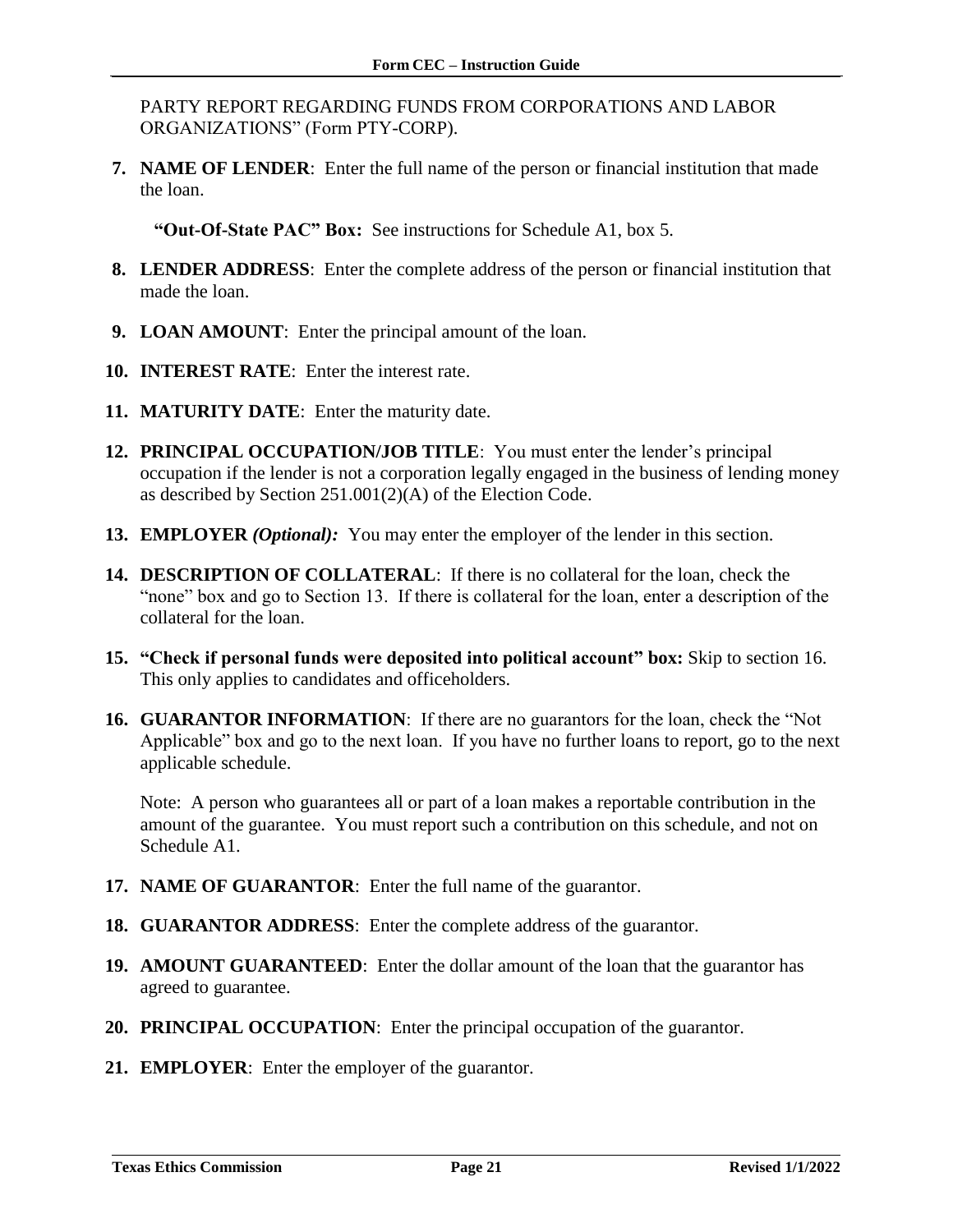PARTY REPORT REGARDING FUNDS FROM CORPORATIONS AND LABOR ORGANIZATIONS" (Form PTY-CORP).

7. **NAME OF LENDER**: Enter the full name of the person or financial institution that made the loan.

   **"Out-Of-State PAC" Box:** See instructions for Schedule A1, box 5.

8. **LENDER ADDRESS**: Enter the complete address of the person or financial institution that made the loan.

9. **LOAN AMOUNT**: Enter the principal amount of the loan.

10. **INTEREST RATE**: Enter the interest rate.

11. **MATURITY DATE**: Enter the maturity date.

12. **PRINCIPAL OCCUPATION/JOB TITLE**: You must enter the lender's principal occupation if the lender is not a corporation legally engaged in the business of lending money as described by Section 251.001(2)(A) of the Election Code.

13. **EMPLOYER** ***(Optional):*** You may enter the employer of the lender in this section.

14. **DESCRIPTION OF COLLATERAL**: If there is no collateral for the loan, check the "none" box and go to Section 13. If there is collateral for the loan, enter a description of the collateral for the loan.

15. **"Check if personal funds were deposited into political account" box:** Skip to section 16. This only applies to candidates and officeholders.

16. **GUARANTOR INFORMATION**: If there are no guarantors for the loan, check the "Not Applicable" box and go to the next loan. If you have no further loans to report, go to the next applicable schedule.

    Note: A person who guarantees all or part of a loan makes a reportable contribution in the amount of the guarantee. You must report such a contribution on this schedule, and not on Schedule A1.

17. **NAME OF GUARANTOR**: Enter the full name of the guarantor.

18. **GUARANTOR ADDRESS**: Enter the complete address of the guarantor.

19. **AMOUNT GUARANTEED**: Enter the dollar amount of the loan that the guarantor has agreed to guarantee.

20. **PRINCIPAL OCCUPATION**: Enter the principal occupation of the guarantor.

21. **EMPLOYER**: Enter the employer of the guarantor.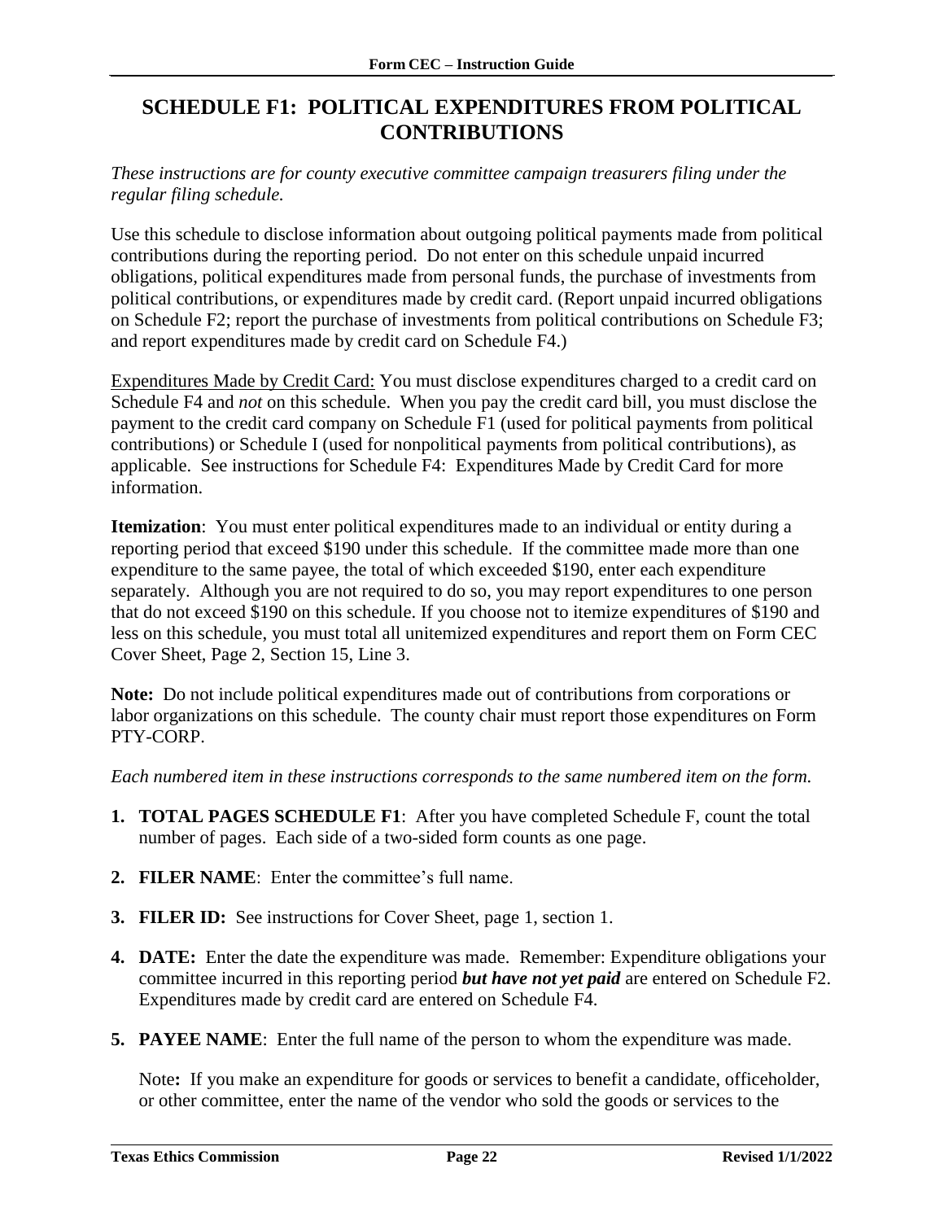# SCHEDULE F1: POLITICAL EXPENDITURES FROM POLITICAL CONTRIBUTIONS

*These instructions are for county executive committee campaign treasurers filing under the regular filing schedule.*

Use this schedule to disclose information about outgoing political payments made from political contributions during the reporting period. Do not enter on this schedule unpaid incurred obligations, political expenditures made from personal funds, the purchase of investments from political contributions, or expenditures made by credit card. (Report unpaid incurred obligations on Schedule F2; report the purchase of investments from political contributions on Schedule F3; and report expenditures made by credit card on Schedule F4.)

Expenditures Made by Credit Card: You must disclose expenditures charged to a credit card on Schedule F4 and *not* on this schedule. When you pay the credit card bill, you must disclose the payment to the credit card company on Schedule F1 (used for political payments from political contributions) or Schedule I (used for nonpolitical payments from political contributions), as applicable. See instructions for Schedule F4: Expenditures Made by Credit Card for more information.

**Itemization**: You must enter political expenditures made to an individual or entity during a reporting period that exceed $190 under this schedule. If the committee made more than one expenditure to the same payee, the total of which exceeded $190, enter each expenditure separately. Although you are not required to do so, you may report expenditures to one person that do not exceed $190 on this schedule. If you choose not to itemize expenditures of $190 and less on this schedule, you must total all unitemized expenditures and report them on Form CEC Cover Sheet, Page 2, Section 15, Line 3.

**Note:** Do not include political expenditures made out of contributions from corporations or labor organizations on this schedule. The county chair must report those expenditures on Form PTY-CORP.

*Each numbered item in these instructions corresponds to the same numbered item on the form.*

1. **TOTAL PAGES SCHEDULE F1**: After you have completed Schedule F, count the total number of pages. Each side of a two-sided form counts as one page.
2. **FILER NAME**: Enter the committee's full name.
3. **FILER ID:** See instructions for Cover Sheet, page 1, section 1.
4. **DATE:** Enter the date the expenditure was made. Remember: Expenditure obligations your committee incurred in this reporting period ***but have not yet paid*** are entered on Schedule F2. Expenditures made by credit card are entered on Schedule F4.
5. **PAYEE NAME**: Enter the full name of the person to whom the expenditure was made.

   Note**:** If you make an expenditure for goods or services to benefit a candidate, officeholder, or other committee, enter the name of the vendor who sold the goods or services to the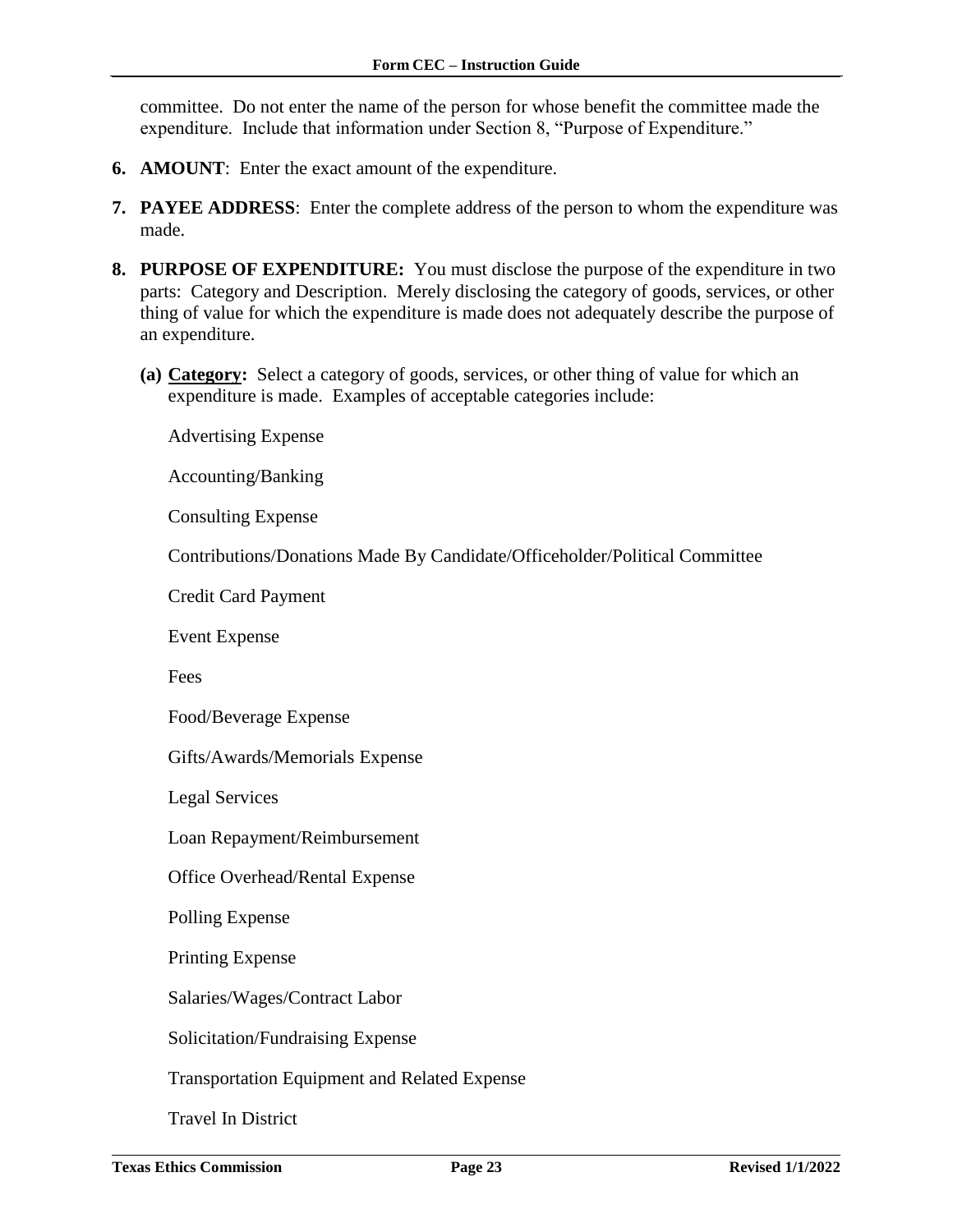committee. Do not enter the name of the person for whose benefit the committee made the expenditure. Include that information under Section 8, "Purpose of Expenditure."

6. **AMOUNT**: Enter the exact amount of the expenditure.

7. **PAYEE ADDRESS**: Enter the complete address of the person to whom the expenditure was made.

8. **PURPOSE OF EXPENDITURE:** You must disclose the purpose of the expenditure in two parts: Category and Description. Merely disclosing the category of goods, services, or other thing of value for which the expenditure is made does not adequately describe the purpose of an expenditure.

   **(a) <u>Category</u>:** Select a category of goods, services, or other thing of value for which an expenditure is made. Examples of acceptable categories include:

   Advertising Expense

   Accounting/Banking

   Consulting Expense

   Contributions/Donations Made By Candidate/Officeholder/Political Committee

   Credit Card Payment

   Event Expense

   Fees

   Food/Beverage Expense

   Gifts/Awards/Memorials Expense

   Legal Services

   Loan Repayment/Reimbursement

   Office Overhead/Rental Expense

   Polling Expense

   Printing Expense

   Salaries/Wages/Contract Labor

   Solicitation/Fundraising Expense

   Transportation Equipment and Related Expense

   Travel In District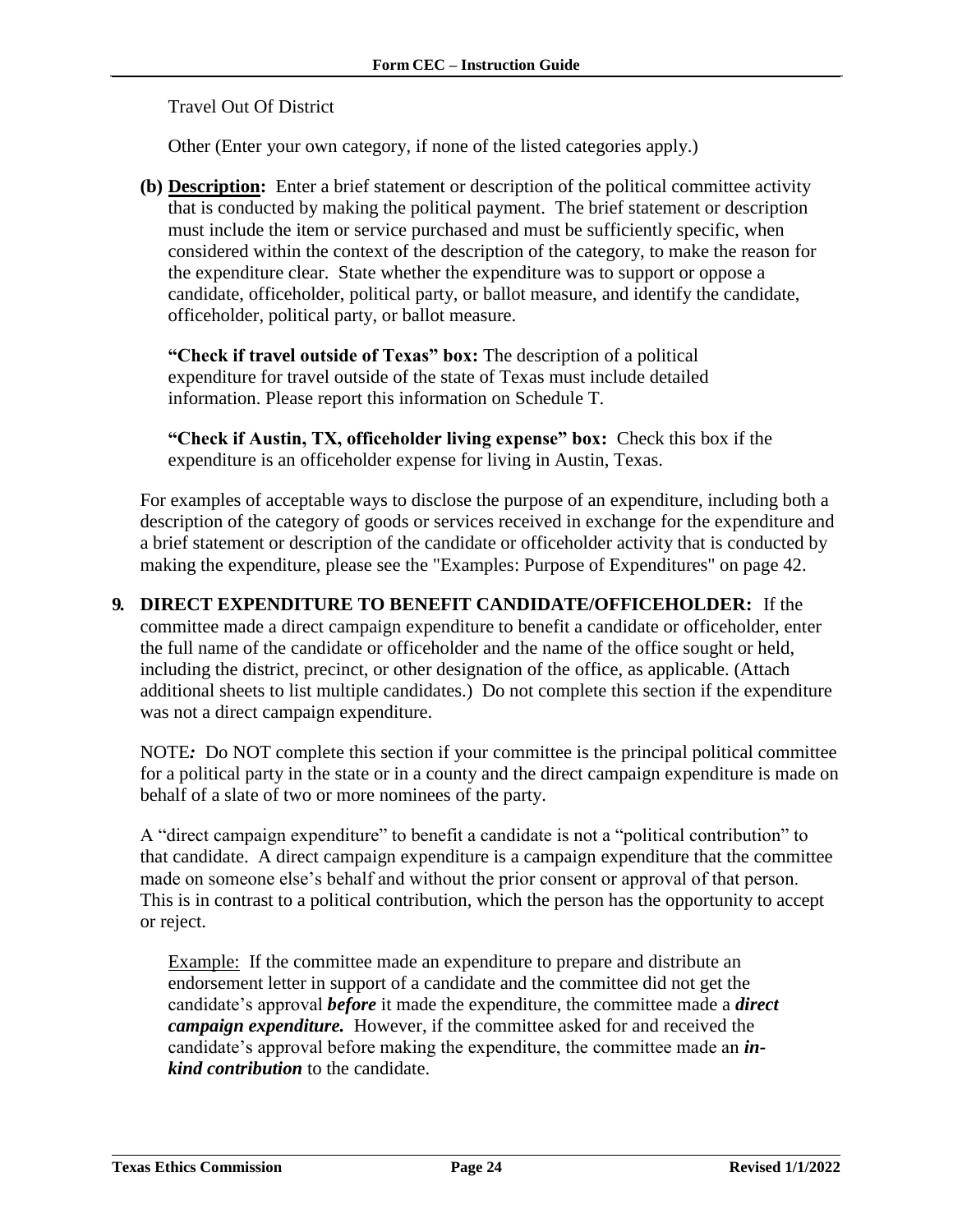Travel Out Of District

Other (Enter your own category, if none of the listed categories apply.)

**(b) Description:** Enter a brief statement or description of the political committee activity that is conducted by making the political payment. The brief statement or description must include the item or service purchased and must be sufficiently specific, when considered within the context of the description of the category, to make the reason for the expenditure clear. State whether the expenditure was to support or oppose a candidate, officeholder, political party, or ballot measure, and identify the candidate, officeholder, political party, or ballot measure.

**"Check if travel outside of Texas" box:** The description of a political expenditure for travel outside of the state of Texas must include detailed information. Please report this information on Schedule T.

**"Check if Austin, TX, officeholder living expense" box:** Check this box if the expenditure is an officeholder expense for living in Austin, Texas.

For examples of acceptable ways to disclose the purpose of an expenditure, including both a description of the category of goods or services received in exchange for the expenditure and a brief statement or description of the candidate or officeholder activity that is conducted by making the expenditure, please see the "Examples: Purpose of Expenditures" on page 42.

**9. DIRECT EXPENDITURE TO BENEFIT CANDIDATE/OFFICEHOLDER:** If the committee made a direct campaign expenditure to benefit a candidate or officeholder, enter the full name of the candidate or officeholder and the name of the office sought or held, including the district, precinct, or other designation of the office, as applicable. (Attach additional sheets to list multiple candidates.) Do not complete this section if the expenditure was not a direct campaign expenditure.

NOTE*:* Do NOT complete this section if your committee is the principal political committee for a political party in the state or in a county and the direct campaign expenditure is made on behalf of a slate of two or more nominees of the party.

A "direct campaign expenditure" to benefit a candidate is not a "political contribution" to that candidate. A direct campaign expenditure is a campaign expenditure that the committee made on someone else's behalf and without the prior consent or approval of that person. This is in contrast to a political contribution, which the person has the opportunity to accept or reject.

Example: If the committee made an expenditure to prepare and distribute an endorsement letter in support of a candidate and the committee did not get the candidate's approval ***before*** it made the expenditure, the committee made a ***direct campaign expenditure.*** However, if the committee asked for and received the candidate's approval before making the expenditure, the committee made an ***in-kind contribution*** to the candidate.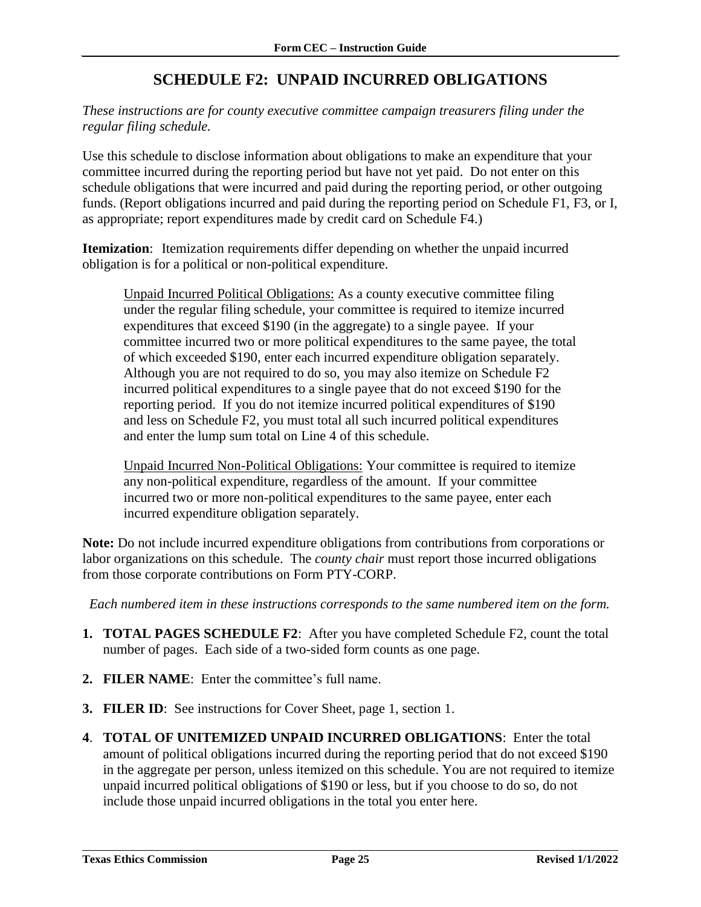# SCHEDULE F2: UNPAID INCURRED OBLIGATIONS

*These instructions are for county executive committee campaign treasurers filing under the regular filing schedule.*

Use this schedule to disclose information about obligations to make an expenditure that your committee incurred during the reporting period but have not yet paid. Do not enter on this schedule obligations that were incurred and paid during the reporting period, or other outgoing funds. (Report obligations incurred and paid during the reporting period on Schedule F1, F3, or I, as appropriate; report expenditures made by credit card on Schedule F4.)

**Itemization**: Itemization requirements differ depending on whether the unpaid incurred obligation is for a political or non-political expenditure.

> Unpaid Incurred Political Obligations: As a county executive committee filing under the regular filing schedule, your committee is required to itemize incurred expenditures that exceed \$190 (in the aggregate) to a single payee. If your committee incurred two or more political expenditures to the same payee, the total of which exceeded \$190, enter each incurred expenditure obligation separately. Although you are not required to do so, you may also itemize on Schedule F2 incurred political expenditures to a single payee that do not exceed \$190 for the reporting period. If you do not itemize incurred political expenditures of \$190 and less on Schedule F2, you must total all such incurred political expenditures and enter the lump sum total on Line 4 of this schedule.
>
> Unpaid Incurred Non-Political Obligations: Your committee is required to itemize any non-political expenditure, regardless of the amount. If your committee incurred two or more non-political expenditures to the same payee, enter each incurred expenditure obligation separately.

**Note:** Do not include incurred expenditure obligations from contributions from corporations or labor organizations on this schedule. The *county chair* must report those incurred obligations from those corporate contributions on Form PTY-CORP.

*Each numbered item in these instructions corresponds to the same numbered item on the form.*

1. **TOTAL PAGES SCHEDULE F2**: After you have completed Schedule F2, count the total number of pages. Each side of a two-sided form counts as one page.
2. **FILER NAME**: Enter the committee's full name.
3. **FILER ID**: See instructions for Cover Sheet, page 1, section 1.
4. **TOTAL OF UNITEMIZED UNPAID INCURRED OBLIGATIONS**: Enter the total amount of political obligations incurred during the reporting period that do not exceed \$190 in the aggregate per person, unless itemized on this schedule. You are not required to itemize unpaid incurred political obligations of \$190 or less, but if you choose to do so, do not include those unpaid incurred obligations in the total you enter here.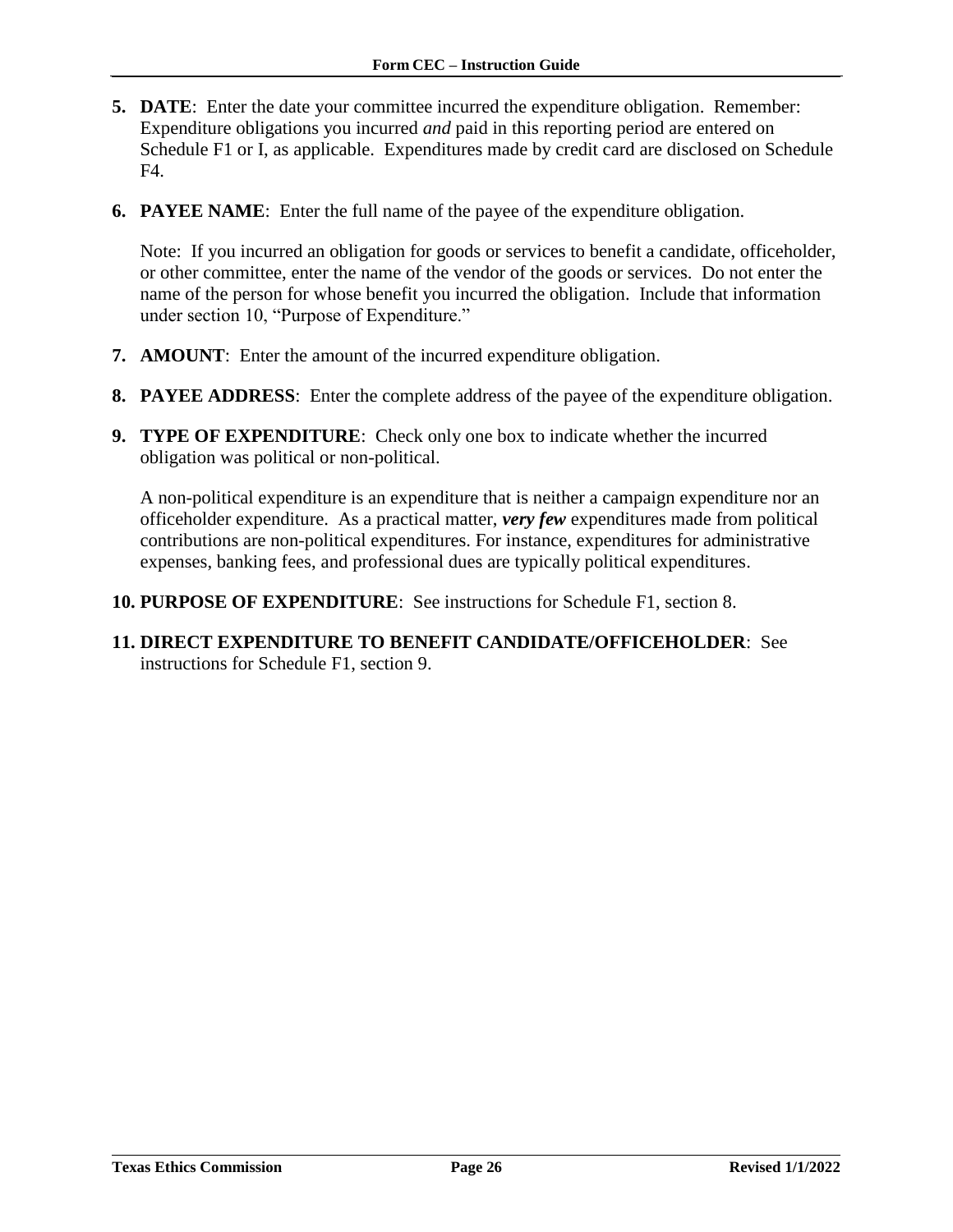5. **DATE**: Enter the date your committee incurred the expenditure obligation. Remember: Expenditure obligations you incurred *and* paid in this reporting period are entered on Schedule F1 or I, as applicable. Expenditures made by credit card are disclosed on Schedule F4.

6. **PAYEE NAME**: Enter the full name of the payee of the expenditure obligation.

   Note: If you incurred an obligation for goods or services to benefit a candidate, officeholder, or other committee, enter the name of the vendor of the goods or services. Do not enter the name of the person for whose benefit you incurred the obligation. Include that information under section 10, "Purpose of Expenditure."

7. **AMOUNT**: Enter the amount of the incurred expenditure obligation.

8. **PAYEE ADDRESS**: Enter the complete address of the payee of the expenditure obligation.

9. **TYPE OF EXPENDITURE**: Check only one box to indicate whether the incurred obligation was political or non-political.

   A non-political expenditure is an expenditure that is neither a campaign expenditure nor an officeholder expenditure. As a practical matter, ***very few*** expenditures made from political contributions are non-political expenditures. For instance, expenditures for administrative expenses, banking fees, and professional dues are typically political expenditures.

10. **PURPOSE OF EXPENDITURE**: See instructions for Schedule F1, section 8.

11. **DIRECT EXPENDITURE TO BENEFIT CANDIDATE/OFFICEHOLDER**: See instructions for Schedule F1, section 9.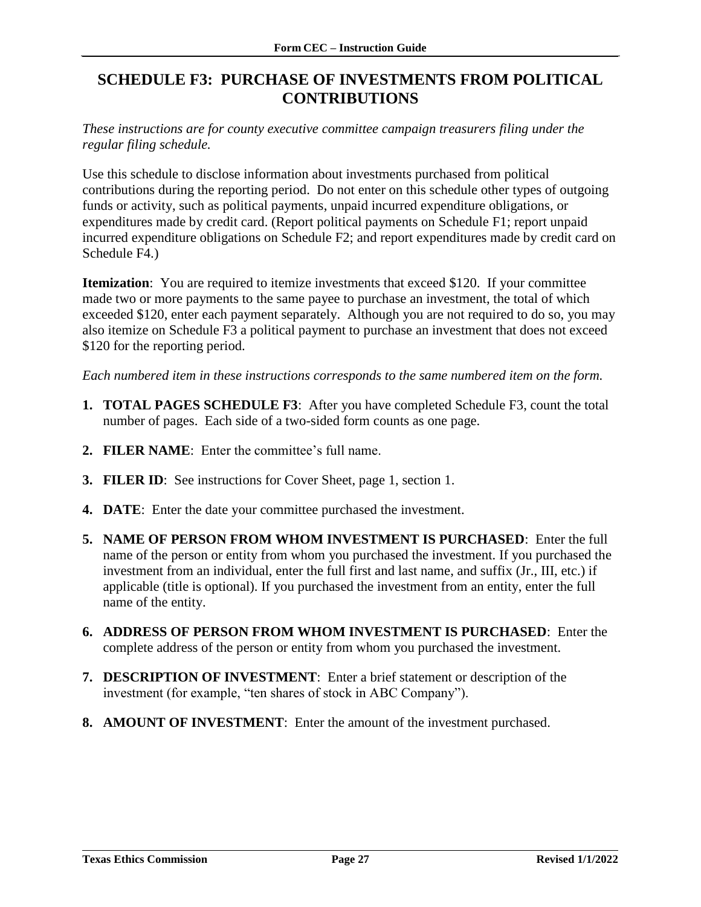# SCHEDULE F3: PURCHASE OF INVESTMENTS FROM POLITICAL CONTRIBUTIONS

*These instructions are for county executive committee campaign treasurers filing under the regular filing schedule.*

Use this schedule to disclose information about investments purchased from political contributions during the reporting period. Do not enter on this schedule other types of outgoing funds or activity, such as political payments, unpaid incurred expenditure obligations, or expenditures made by credit card. (Report political payments on Schedule F1; report unpaid incurred expenditure obligations on Schedule F2; and report expenditures made by credit card on Schedule F4.)

**Itemization**: You are required to itemize investments that exceed $120. If your committee made two or more payments to the same payee to purchase an investment, the total of which exceeded $120, enter each payment separately. Although you are not required to do so, you may also itemize on Schedule F3 a political payment to purchase an investment that does not exceed $120 for the reporting period.

*Each numbered item in these instructions corresponds to the same numbered item on the form.*

1. **TOTAL PAGES SCHEDULE F3**: After you have completed Schedule F3, count the total number of pages. Each side of a two-sided form counts as one page.
2. **FILER NAME**: Enter the committee's full name.
3. **FILER ID**: See instructions for Cover Sheet, page 1, section 1.
4. **DATE**: Enter the date your committee purchased the investment.
5. **NAME OF PERSON FROM WHOM INVESTMENT IS PURCHASED**: Enter the full name of the person or entity from whom you purchased the investment. If you purchased the investment from an individual, enter the full first and last name, and suffix (Jr., III, etc.) if applicable (title is optional). If you purchased the investment from an entity, enter the full name of the entity.
6. **ADDRESS OF PERSON FROM WHOM INVESTMENT IS PURCHASED**: Enter the complete address of the person or entity from whom you purchased the investment.
7. **DESCRIPTION OF INVESTMENT**: Enter a brief statement or description of the investment (for example, "ten shares of stock in ABC Company").
8. **AMOUNT OF INVESTMENT**: Enter the amount of the investment purchased.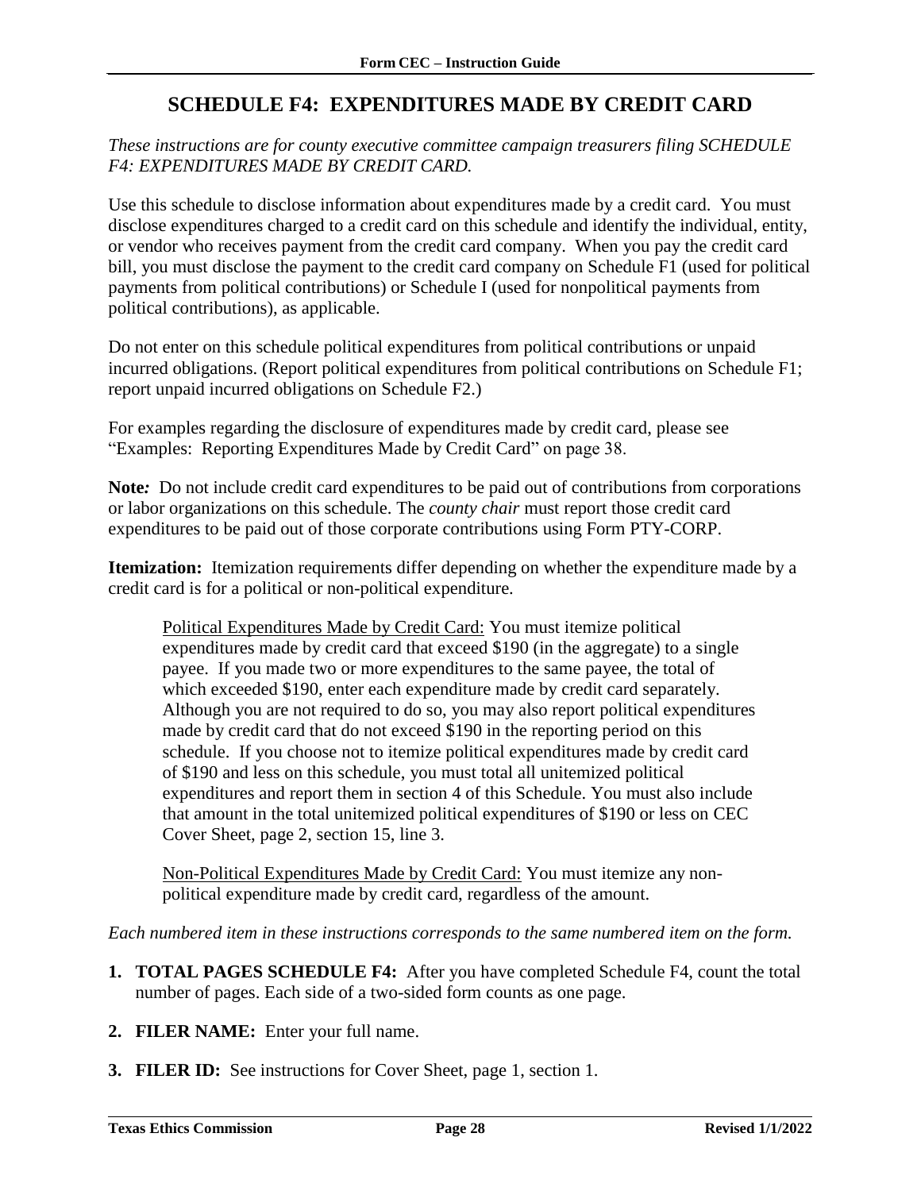# SCHEDULE F4: EXPENDITURES MADE BY CREDIT CARD

*These instructions are for county executive committee campaign treasurers filing SCHEDULE F4: EXPENDITURES MADE BY CREDIT CARD.*

Use this schedule to disclose information about expenditures made by a credit card. You must disclose expenditures charged to a credit card on this schedule and identify the individual, entity, or vendor who receives payment from the credit card company. When you pay the credit card bill, you must disclose the payment to the credit card company on Schedule F1 (used for political payments from political contributions) or Schedule I (used for nonpolitical payments from political contributions), as applicable.

Do not enter on this schedule political expenditures from political contributions or unpaid incurred obligations. (Report political expenditures from political contributions on Schedule F1; report unpaid incurred obligations on Schedule F2.)

For examples regarding the disclosure of expenditures made by credit card, please see "Examples: Reporting Expenditures Made by Credit Card" on page 38.

**Note:** Do not include credit card expenditures to be paid out of contributions from corporations or labor organizations on this schedule. The *county chair* must report those credit card expenditures to be paid out of those corporate contributions using Form PTY-CORP.

**Itemization:** Itemization requirements differ depending on whether the expenditure made by a credit card is for a political or non-political expenditure.

> Political Expenditures Made by Credit Card: You must itemize political expenditures made by credit card that exceed $190 (in the aggregate) to a single payee. If you made two or more expenditures to the same payee, the total of which exceeded $190, enter each expenditure made by credit card separately. Although you are not required to do so, you may also report political expenditures made by credit card that do not exceed $190 in the reporting period on this schedule. If you choose not to itemize political expenditures made by credit card of $190 and less on this schedule, you must total all unitemized political expenditures and report them in section 4 of this Schedule. You must also include that amount in the total unitemized political expenditures of $190 or less on CEC Cover Sheet, page 2, section 15, line 3.
>
> Non-Political Expenditures Made by Credit Card: You must itemize any non-political expenditure made by credit card, regardless of the amount.

*Each numbered item in these instructions corresponds to the same numbered item on the form.*

1. **TOTAL PAGES SCHEDULE F4:** After you have completed Schedule F4, count the total number of pages. Each side of a two-sided form counts as one page.
2. **FILER NAME:** Enter your full name.
3. **FILER ID:** See instructions for Cover Sheet, page 1, section 1.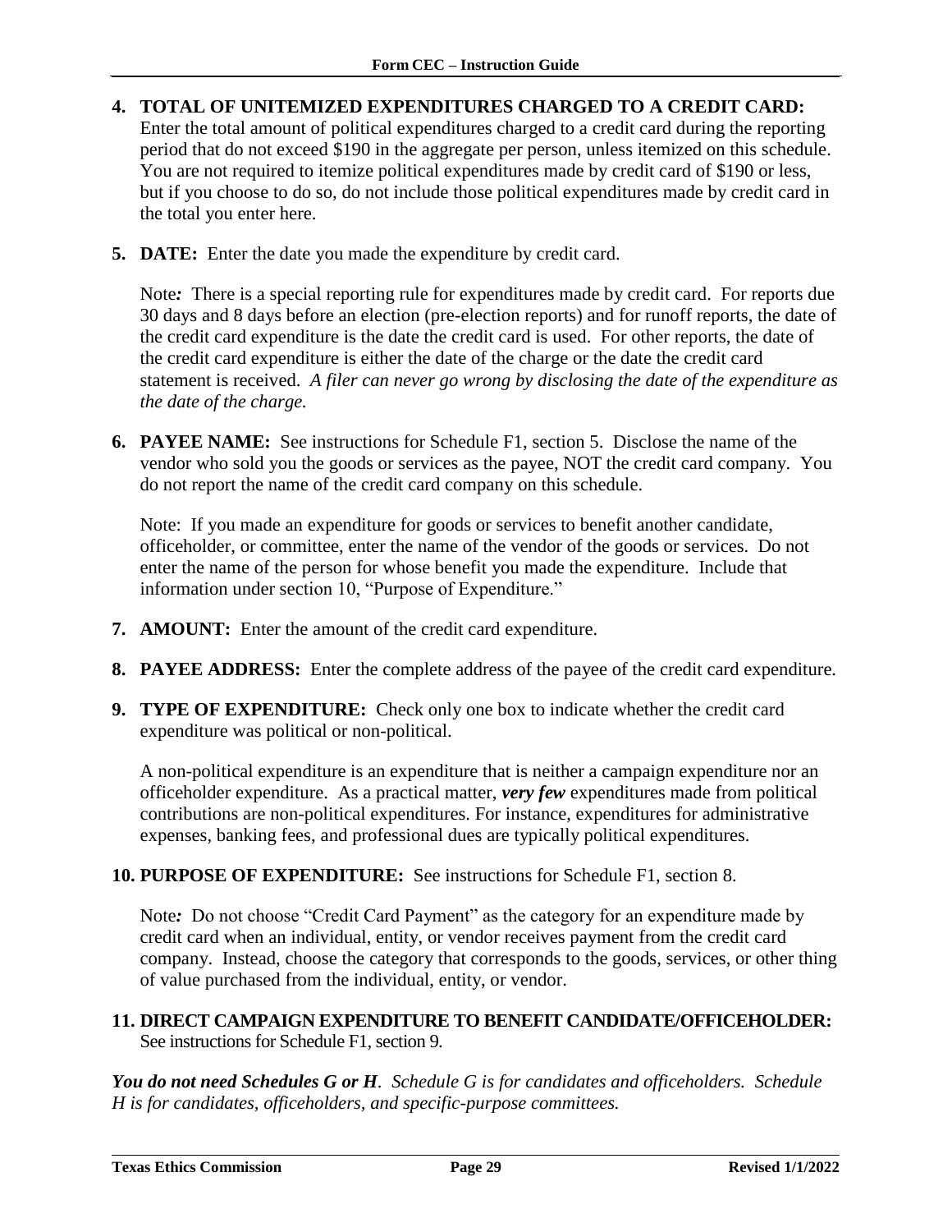**4. TOTAL OF UNITEMIZED EXPENDITURES CHARGED TO A CREDIT CARD:** Enter the total amount of political expenditures charged to a credit card during the reporting period that do not exceed $190 in the aggregate per person, unless itemized on this schedule. You are not required to itemize political expenditures made by credit card of $190 or less, but if you choose to do so, do not include those political expenditures made by credit card in the total you enter here.

**5. DATE:** Enter the date you made the expenditure by credit card.

Note*:* There is a special reporting rule for expenditures made by credit card. For reports due 30 days and 8 days before an election (pre-election reports) and for runoff reports, the date of the credit card expenditure is the date the credit card is used. For other reports, the date of the credit card expenditure is either the date of the charge or the date the credit card statement is received. *A filer can never go wrong by disclosing the date of the expenditure as the date of the charge.*

**6. PAYEE NAME:** See instructions for Schedule F1, section 5. Disclose the name of the vendor who sold you the goods or services as the payee, NOT the credit card company. You do not report the name of the credit card company on this schedule.

Note: If you made an expenditure for goods or services to benefit another candidate, officeholder, or committee, enter the name of the vendor of the goods or services. Do not enter the name of the person for whose benefit you made the expenditure. Include that information under section 10, "Purpose of Expenditure."

**7. AMOUNT:** Enter the amount of the credit card expenditure.

**8. PAYEE ADDRESS:** Enter the complete address of the payee of the credit card expenditure.

**9. TYPE OF EXPENDITURE:** Check only one box to indicate whether the credit card expenditure was political or non-political.

A non-political expenditure is an expenditure that is neither a campaign expenditure nor an officeholder expenditure. As a practical matter, ***very few*** expenditures made from political contributions are non-political expenditures. For instance, expenditures for administrative expenses, banking fees, and professional dues are typically political expenditures.

**10. PURPOSE OF EXPENDITURE:** See instructions for Schedule F1, section 8.

Note*:* Do not choose "Credit Card Payment" as the category for an expenditure made by credit card when an individual, entity, or vendor receives payment from the credit card company. Instead, choose the category that corresponds to the goods, services, or other thing of value purchased from the individual, entity, or vendor.

**11. DIRECT CAMPAIGN EXPENDITURE TO BENEFIT CANDIDATE/OFFICEHOLDER:** See instructions for Schedule F1, section 9.

***You do not need Schedules G or H****. Schedule G is for candidates and officeholders. Schedule H is for candidates, officeholders, and specific-purpose committees.*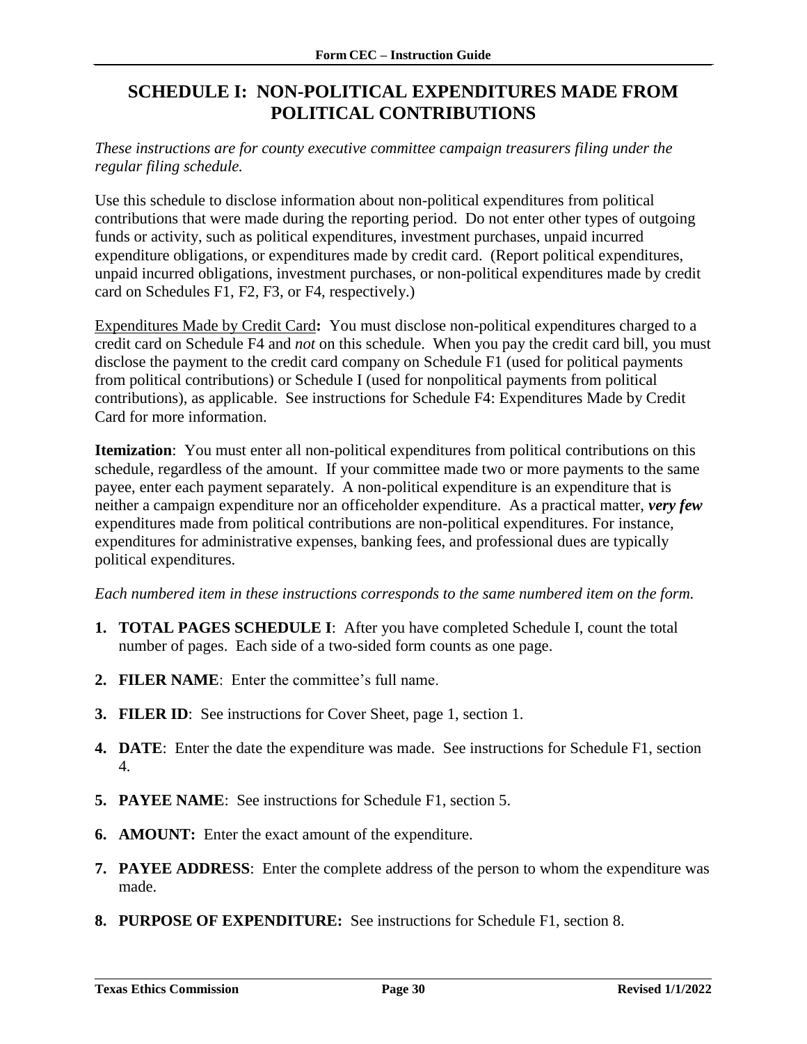# SCHEDULE I: NON-POLITICAL EXPENDITURES MADE FROM POLITICAL CONTRIBUTIONS

*These instructions are for county executive committee campaign treasurers filing under the regular filing schedule.*

Use this schedule to disclose information about non-political expenditures from political contributions that were made during the reporting period. Do not enter other types of outgoing funds or activity, such as political expenditures, investment purchases, unpaid incurred expenditure obligations, or expenditures made by credit card. (Report political expenditures, unpaid incurred obligations, investment purchases, or non-political expenditures made by credit card on Schedules F1, F2, F3, or F4, respectively.)

<u>Expenditures Made by Credit Card</u>**:** You must disclose non-political expenditures charged to a credit card on Schedule F4 and *not* on this schedule. When you pay the credit card bill, you must disclose the payment to the credit card company on Schedule F1 (used for political payments from political contributions) or Schedule I (used for nonpolitical payments from political contributions), as applicable. See instructions for Schedule F4: Expenditures Made by Credit Card for more information.

**Itemization**: You must enter all non-political expenditures from political contributions on this schedule, regardless of the amount. If your committee made two or more payments to the same payee, enter each payment separately. A non-political expenditure is an expenditure that is neither a campaign expenditure nor an officeholder expenditure. As a practical matter, ***very few*** expenditures made from political contributions are non-political expenditures. For instance, expenditures for administrative expenses, banking fees, and professional dues are typically political expenditures.

*Each numbered item in these instructions corresponds to the same numbered item on the form.*

1. **TOTAL PAGES SCHEDULE I**: After you have completed Schedule I, count the total number of pages. Each side of a two-sided form counts as one page.
2. **FILER NAME**: Enter the committee's full name.
3. **FILER ID**: See instructions for Cover Sheet, page 1, section 1.
4. **DATE**: Enter the date the expenditure was made. See instructions for Schedule F1, section 4.
5. **PAYEE NAME**: See instructions for Schedule F1, section 5.
6. **AMOUNT:** Enter the exact amount of the expenditure.
7. **PAYEE ADDRESS**: Enter the complete address of the person to whom the expenditure was made.
8. **PURPOSE OF EXPENDITURE:** See instructions for Schedule F1, section 8.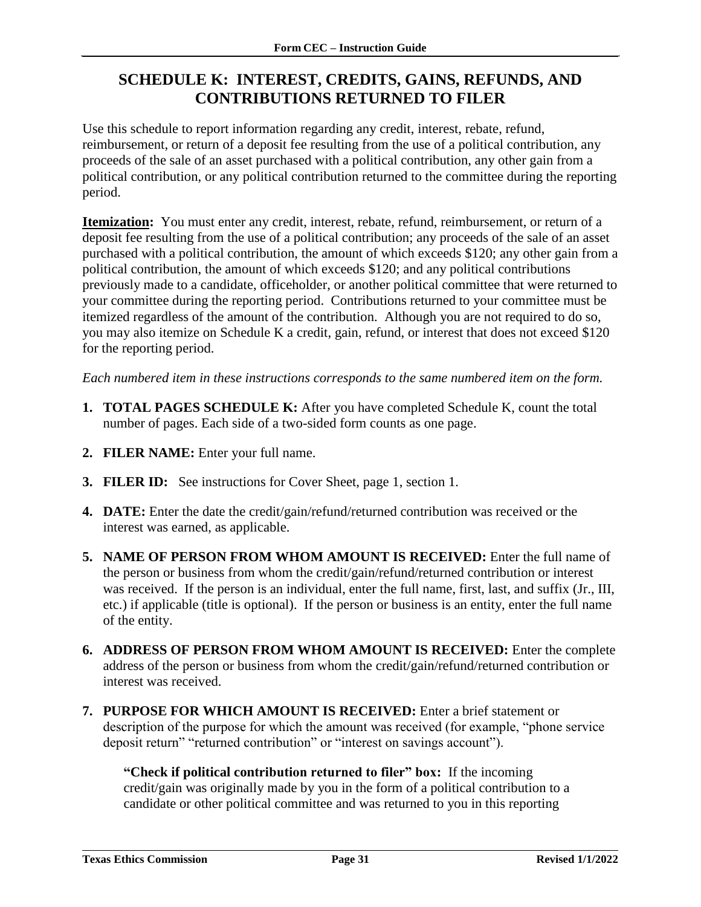# SCHEDULE K: INTEREST, CREDITS, GAINS, REFUNDS, AND CONTRIBUTIONS RETURNED TO FILER

Use this schedule to report information regarding any credit, interest, rebate, refund, reimbursement, or return of a deposit fee resulting from the use of a political contribution, any proceeds of the sale of an asset purchased with a political contribution, any other gain from a political contribution, or any political contribution returned to the committee during the reporting period.

**Itemization:** You must enter any credit, interest, rebate, refund, reimbursement, or return of a deposit fee resulting from the use of a political contribution; any proceeds of the sale of an asset purchased with a political contribution, the amount of which exceeds $120; any other gain from a political contribution, the amount of which exceeds $120; and any political contributions previously made to a candidate, officeholder, or another political committee that were returned to your committee during the reporting period. Contributions returned to your committee must be itemized regardless of the amount of the contribution. Although you are not required to do so, you may also itemize on Schedule K a credit, gain, refund, or interest that does not exceed $120 for the reporting period.

*Each numbered item in these instructions corresponds to the same numbered item on the form.*

1. **TOTAL PAGES SCHEDULE K:** After you have completed Schedule K, count the total number of pages. Each side of a two-sided form counts as one page.
2. **FILER NAME:** Enter your full name.
3. **FILER ID:** See instructions for Cover Sheet, page 1, section 1.
4. **DATE:** Enter the date the credit/gain/refund/returned contribution was received or the interest was earned, as applicable.
5. **NAME OF PERSON FROM WHOM AMOUNT IS RECEIVED:** Enter the full name of the person or business from whom the credit/gain/refund/returned contribution or interest was received. If the person is an individual, enter the full name, first, last, and suffix (Jr., III, etc.) if applicable (title is optional). If the person or business is an entity, enter the full name of the entity.
6. **ADDRESS OF PERSON FROM WHOM AMOUNT IS RECEIVED:** Enter the complete address of the person or business from whom the credit/gain/refund/returned contribution or interest was received.
7. **PURPOSE FOR WHICH AMOUNT IS RECEIVED:** Enter a brief statement or description of the purpose for which the amount was received (for example, "phone service deposit return" "returned contribution" or "interest on savings account").

   **"Check if political contribution returned to filer" box:** If the incoming credit/gain was originally made by you in the form of a political contribution to a candidate or other political committee and was returned to you in this reporting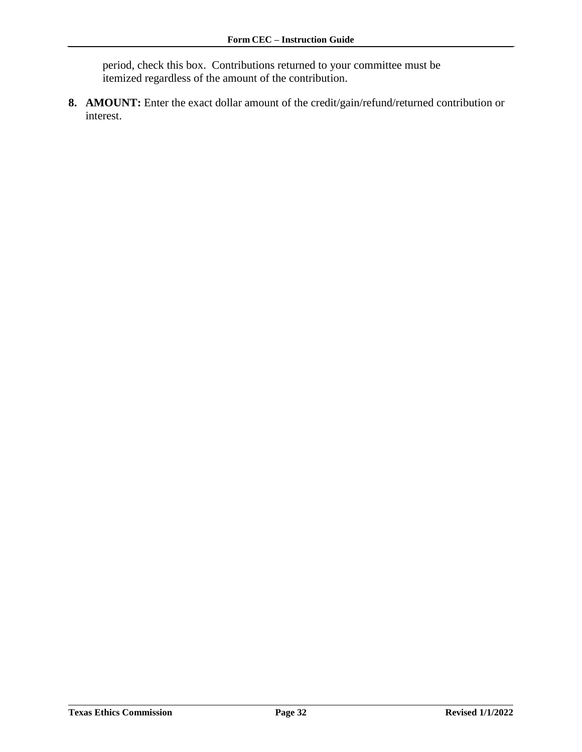period, check this box. Contributions returned to your committee must be itemized regardless of the amount of the contribution.

8. **AMOUNT:** Enter the exact dollar amount of the credit/gain/refund/returned contribution or interest.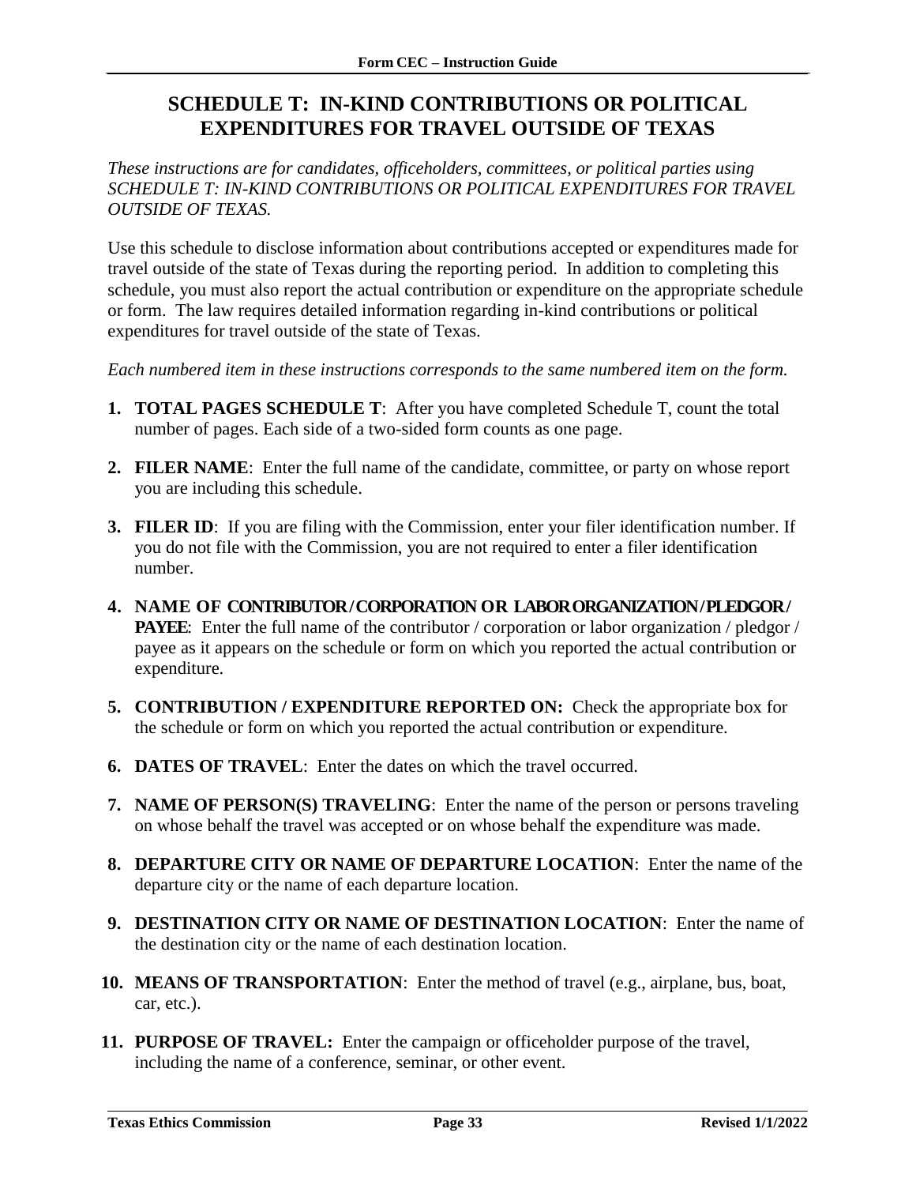# SCHEDULE T: IN-KIND CONTRIBUTIONS OR POLITICAL EXPENDITURES FOR TRAVEL OUTSIDE OF TEXAS

*These instructions are for candidates, officeholders, committees, or political parties using SCHEDULE T: IN-KIND CONTRIBUTIONS OR POLITICAL EXPENDITURES FOR TRAVEL OUTSIDE OF TEXAS.*

Use this schedule to disclose information about contributions accepted or expenditures made for travel outside of the state of Texas during the reporting period. In addition to completing this schedule, you must also report the actual contribution or expenditure on the appropriate schedule or form. The law requires detailed information regarding in-kind contributions or political expenditures for travel outside of the state of Texas.

*Each numbered item in these instructions corresponds to the same numbered item on the form.*

1. **TOTAL PAGES SCHEDULE T**: After you have completed Schedule T, count the total number of pages. Each side of a two-sided form counts as one page.
2. **FILER NAME**: Enter the full name of the candidate, committee, or party on whose report you are including this schedule.
3. **FILER ID**: If you are filing with the Commission, enter your filer identification number. If you do not file with the Commission, you are not required to enter a filer identification number.
4. **NAME OF CONTRIBUTOR / CORPORATION OR LABOR ORGANIZATION / PLEDGOR / PAYEE**: Enter the full name of the contributor / corporation or labor organization / pledgor / payee as it appears on the schedule or form on which you reported the actual contribution or expenditure.
5. **CONTRIBUTION / EXPENDITURE REPORTED ON:** Check the appropriate box for the schedule or form on which you reported the actual contribution or expenditure.
6. **DATES OF TRAVEL**: Enter the dates on which the travel occurred.
7. **NAME OF PERSON(S) TRAVELING**: Enter the name of the person or persons traveling on whose behalf the travel was accepted or on whose behalf the expenditure was made.
8. **DEPARTURE CITY OR NAME OF DEPARTURE LOCATION**: Enter the name of the departure city or the name of each departure location.
9. **DESTINATION CITY OR NAME OF DESTINATION LOCATION**: Enter the name of the destination city or the name of each destination location.
10. **MEANS OF TRANSPORTATION**: Enter the method of travel (e.g., airplane, bus, boat, car, etc.).
11. **PURPOSE OF TRAVEL:** Enter the campaign or officeholder purpose of the travel, including the name of a conference, seminar, or other event.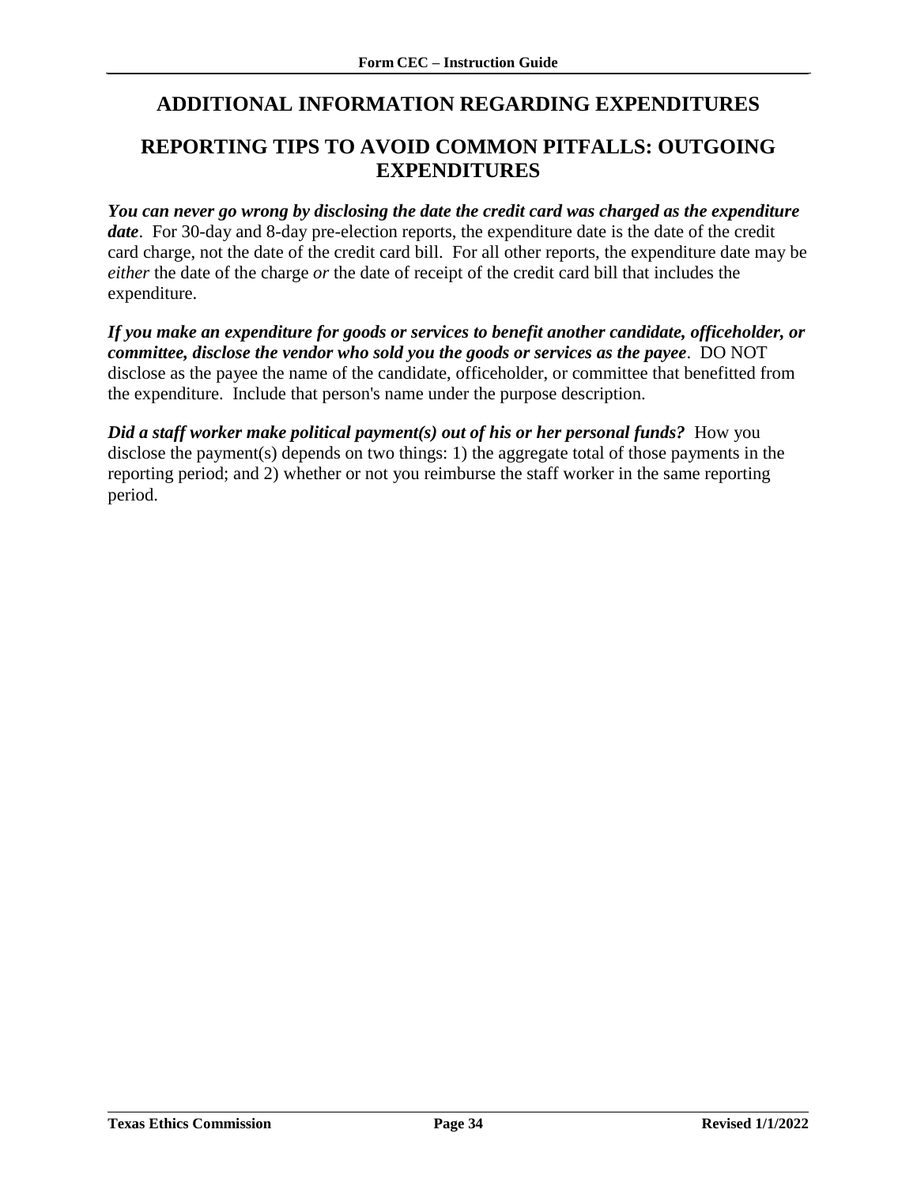## ADDITIONAL INFORMATION REGARDING EXPENDITURES

## REPORTING TIPS TO AVOID COMMON PITFALLS: OUTGOING EXPENDITURES

***You can never go wrong by disclosing the date the credit card was charged as the expenditure date***. For 30-day and 8-day pre-election reports, the expenditure date is the date of the credit card charge, not the date of the credit card bill. For all other reports, the expenditure date may be *either* the date of the charge *or* the date of receipt of the credit card bill that includes the expenditure.

***If you make an expenditure for goods or services to benefit another candidate, officeholder, or committee, disclose the vendor who sold you the goods or services as the payee***. DO NOT disclose as the payee the name of the candidate, officeholder, or committee that benefitted from the expenditure. Include that person's name under the purpose description.

***Did a staff worker make political payment(s) out of his or her personal funds?*** How you disclose the payment(s) depends on two things: 1) the aggregate total of those payments in the reporting period; and 2) whether or not you reimburse the staff worker in the same reporting period.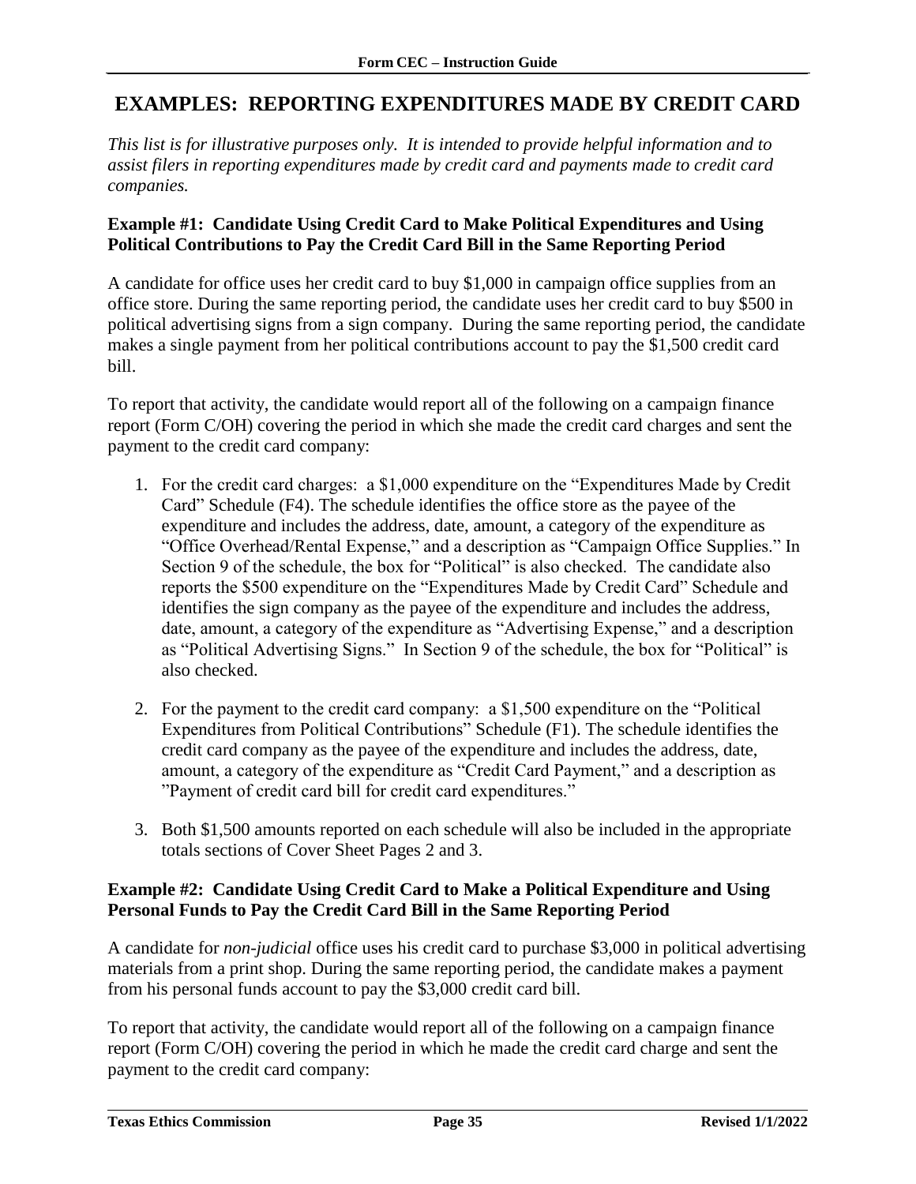## EXAMPLES: REPORTING EXPENDITURES MADE BY CREDIT CARD

*This list is for illustrative purposes only. It is intended to provide helpful information and to assist filers in reporting expenditures made by credit card and payments made to credit card companies.*

**Example #1: Candidate Using Credit Card to Make Political Expenditures and Using Political Contributions to Pay the Credit Card Bill in the Same Reporting Period**

A candidate for office uses her credit card to buy $1,000 in campaign office supplies from an office store. During the same reporting period, the candidate uses her credit card to buy $500 in political advertising signs from a sign company. During the same reporting period, the candidate makes a single payment from her political contributions account to pay the $1,500 credit card bill.

To report that activity, the candidate would report all of the following on a campaign finance report (Form C/OH) covering the period in which she made the credit card charges and sent the payment to the credit card company:

1. For the credit card charges: a $1,000 expenditure on the "Expenditures Made by Credit Card" Schedule (F4). The schedule identifies the office store as the payee of the expenditure and includes the address, date, amount, a category of the expenditure as "Office Overhead/Rental Expense," and a description as "Campaign Office Supplies." In Section 9 of the schedule, the box for "Political" is also checked. The candidate also reports the $500 expenditure on the "Expenditures Made by Credit Card" Schedule and identifies the sign company as the payee of the expenditure and includes the address, date, amount, a category of the expenditure as "Advertising Expense," and a description as "Political Advertising Signs." In Section 9 of the schedule, the box for "Political" is also checked.
2. For the payment to the credit card company: a $1,500 expenditure on the "Political Expenditures from Political Contributions" Schedule (F1). The schedule identifies the credit card company as the payee of the expenditure and includes the address, date, amount, a category of the expenditure as "Credit Card Payment," and a description as "Payment of credit card bill for credit card expenditures."
3. Both $1,500 amounts reported on each schedule will also be included in the appropriate totals sections of Cover Sheet Pages 2 and 3.

**Example #2: Candidate Using Credit Card to Make a Political Expenditure and Using Personal Funds to Pay the Credit Card Bill in the Same Reporting Period**

A candidate for *non-judicial* office uses his credit card to purchase $3,000 in political advertising materials from a print shop. During the same reporting period, the candidate makes a payment from his personal funds account to pay the $3,000 credit card bill.

To report that activity, the candidate would report all of the following on a campaign finance report (Form C/OH) covering the period in which he made the credit card charge and sent the payment to the credit card company: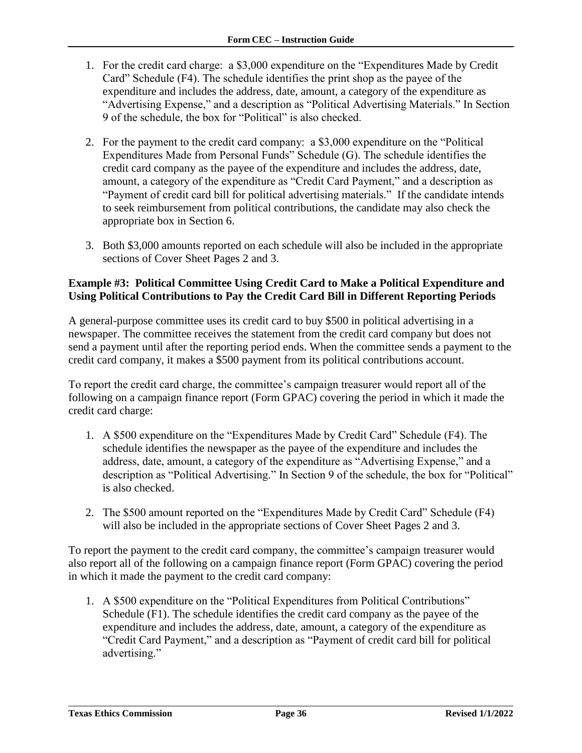1. For the credit card charge: a $3,000 expenditure on the "Expenditures Made by Credit Card" Schedule (F4). The schedule identifies the print shop as the payee of the expenditure and includes the address, date, amount, a category of the expenditure as "Advertising Expense," and a description as "Political Advertising Materials." In Section 9 of the schedule, the box for "Political" is also checked.

2. For the payment to the credit card company: a $3,000 expenditure on the "Political Expenditures Made from Personal Funds" Schedule (G). The schedule identifies the credit card company as the payee of the expenditure and includes the address, date, amount, a category of the expenditure as "Credit Card Payment," and a description as "Payment of credit card bill for political advertising materials." If the candidate intends to seek reimbursement from political contributions, the candidate may also check the appropriate box in Section 6.

3. Both $3,000 amounts reported on each schedule will also be included in the appropriate sections of Cover Sheet Pages 2 and 3.

**Example #3: Political Committee Using Credit Card to Make a Political Expenditure and Using Political Contributions to Pay the Credit Card Bill in Different Reporting Periods**

A general-purpose committee uses its credit card to buy $500 in political advertising in a newspaper. The committee receives the statement from the credit card company but does not send a payment until after the reporting period ends. When the committee sends a payment to the credit card company, it makes a $500 payment from its political contributions account.

To report the credit card charge, the committee's campaign treasurer would report all of the following on a campaign finance report (Form GPAC) covering the period in which it made the credit card charge:

1. A $500 expenditure on the "Expenditures Made by Credit Card" Schedule (F4). The schedule identifies the newspaper as the payee of the expenditure and includes the address, date, amount, a category of the expenditure as "Advertising Expense," and a description as "Political Advertising." In Section 9 of the schedule, the box for "Political" is also checked.

2. The $500 amount reported on the "Expenditures Made by Credit Card" Schedule (F4) will also be included in the appropriate sections of Cover Sheet Pages 2 and 3.

To report the payment to the credit card company, the committee's campaign treasurer would also report all of the following on a campaign finance report (Form GPAC) covering the period in which it made the payment to the credit card company:

1. A $500 expenditure on the "Political Expenditures from Political Contributions" Schedule (F1). The schedule identifies the credit card company as the payee of the expenditure and includes the address, date, amount, a category of the expenditure as "Credit Card Payment," and a description as "Payment of credit card bill for political advertising."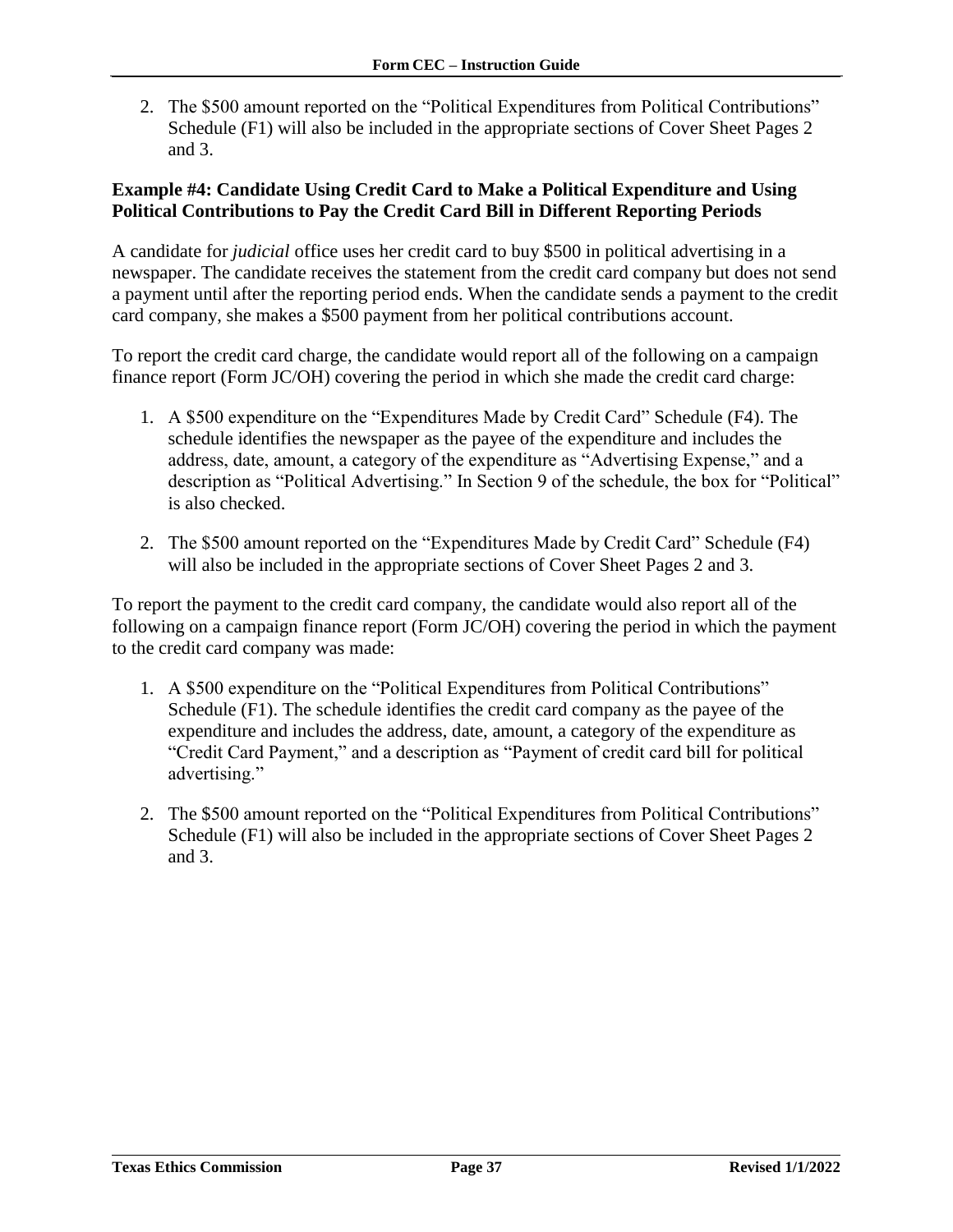2. The $500 amount reported on the "Political Expenditures from Political Contributions" Schedule (F1) will also be included in the appropriate sections of Cover Sheet Pages 2 and 3.

### Example #4: Candidate Using Credit Card to Make a Political Expenditure and Using Political Contributions to Pay the Credit Card Bill in Different Reporting Periods

A candidate for *judicial* office uses her credit card to buy $500 in political advertising in a newspaper. The candidate receives the statement from the credit card company but does not send a payment until after the reporting period ends. When the candidate sends a payment to the credit card company, she makes a $500 payment from her political contributions account.

To report the credit card charge, the candidate would report all of the following on a campaign finance report (Form JC/OH) covering the period in which she made the credit card charge:

1. A $500 expenditure on the "Expenditures Made by Credit Card" Schedule (F4). The schedule identifies the newspaper as the payee of the expenditure and includes the address, date, amount, a category of the expenditure as "Advertising Expense," and a description as "Political Advertising." In Section 9 of the schedule, the box for "Political" is also checked.

2. The $500 amount reported on the "Expenditures Made by Credit Card" Schedule (F4) will also be included in the appropriate sections of Cover Sheet Pages 2 and 3.

To report the payment to the credit card company, the candidate would also report all of the following on a campaign finance report (Form JC/OH) covering the period in which the payment to the credit card company was made:

1. A $500 expenditure on the "Political Expenditures from Political Contributions" Schedule (F1). The schedule identifies the credit card company as the payee of the expenditure and includes the address, date, amount, a category of the expenditure as "Credit Card Payment," and a description as "Payment of credit card bill for political advertising."

2. The $500 amount reported on the "Political Expenditures from Political Contributions" Schedule (F1) will also be included in the appropriate sections of Cover Sheet Pages 2 and 3.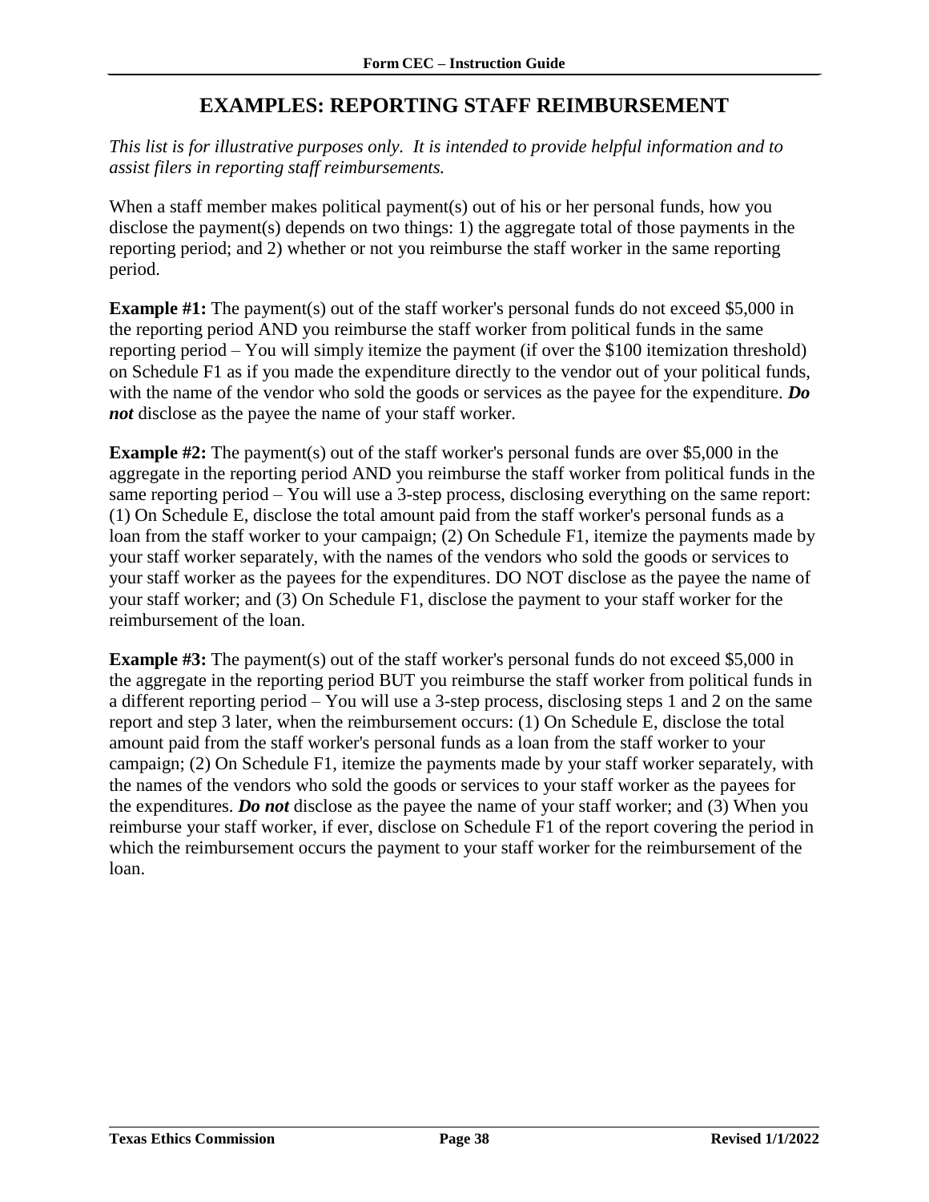# EXAMPLES: REPORTING STAFF REIMBURSEMENT

*This list is for illustrative purposes only. It is intended to provide helpful information and to assist filers in reporting staff reimbursements.*

When a staff member makes political payment(s) out of his or her personal funds, how you disclose the payment(s) depends on two things: 1) the aggregate total of those payments in the reporting period; and 2) whether or not you reimburse the staff worker in the same reporting period.

**Example #1:** The payment(s) out of the staff worker's personal funds do not exceed $5,000 in the reporting period AND you reimburse the staff worker from political funds in the same reporting period – You will simply itemize the payment (if over the $100 itemization threshold) on Schedule F1 as if you made the expenditure directly to the vendor out of your political funds, with the name of the vendor who sold the goods or services as the payee for the expenditure. ***Do not*** disclose as the payee the name of your staff worker.

**Example #2:** The payment(s) out of the staff worker's personal funds are over $5,000 in the aggregate in the reporting period AND you reimburse the staff worker from political funds in the same reporting period – You will use a 3-step process, disclosing everything on the same report: (1) On Schedule E, disclose the total amount paid from the staff worker's personal funds as a loan from the staff worker to your campaign; (2) On Schedule F1, itemize the payments made by your staff worker separately, with the names of the vendors who sold the goods or services to your staff worker as the payees for the expenditures. DO NOT disclose as the payee the name of your staff worker; and (3) On Schedule F1, disclose the payment to your staff worker for the reimbursement of the loan.

**Example #3:** The payment(s) out of the staff worker's personal funds do not exceed $5,000 in the aggregate in the reporting period BUT you reimburse the staff worker from political funds in a different reporting period – You will use a 3-step process, disclosing steps 1 and 2 on the same report and step 3 later, when the reimbursement occurs: (1) On Schedule E, disclose the total amount paid from the staff worker's personal funds as a loan from the staff worker to your campaign; (2) On Schedule F1, itemize the payments made by your staff worker separately, with the names of the vendors who sold the goods or services to your staff worker as the payees for the expenditures. ***Do not*** disclose as the payee the name of your staff worker; and (3) When you reimburse your staff worker, if ever, disclose on Schedule F1 of the report covering the period in which the reimbursement occurs the payment to your staff worker for the reimbursement of the loan.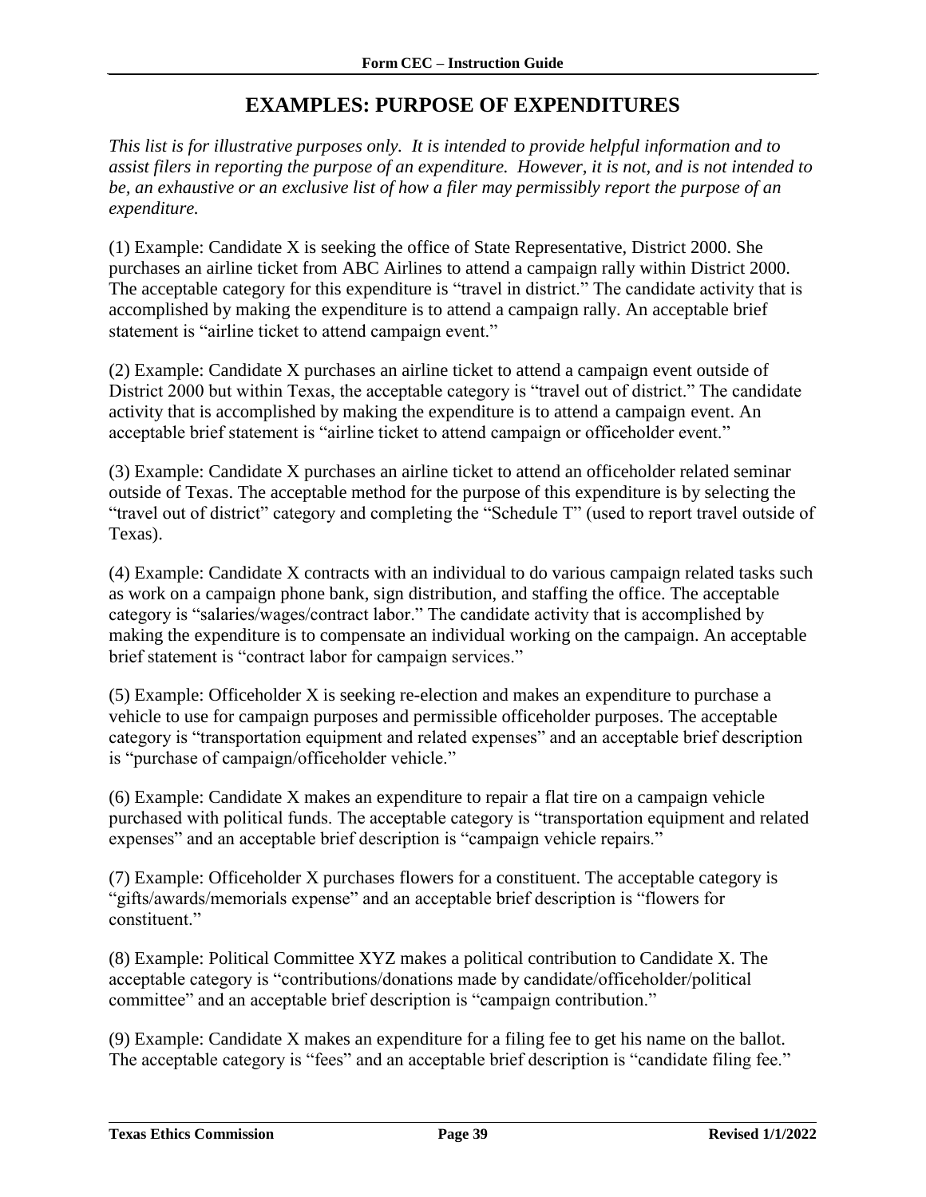# EXAMPLES: PURPOSE OF EXPENDITURES

*This list is for illustrative purposes only. It is intended to provide helpful information and to assist filers in reporting the purpose of an expenditure. However, it is not, and is not intended to be, an exhaustive or an exclusive list of how a filer may permissibly report the purpose of an expenditure.*

(1) Example: Candidate X is seeking the office of State Representative, District 2000. She purchases an airline ticket from ABC Airlines to attend a campaign rally within District 2000. The acceptable category for this expenditure is "travel in district." The candidate activity that is accomplished by making the expenditure is to attend a campaign rally. An acceptable brief statement is "airline ticket to attend campaign event."

(2) Example: Candidate X purchases an airline ticket to attend a campaign event outside of District 2000 but within Texas, the acceptable category is "travel out of district." The candidate activity that is accomplished by making the expenditure is to attend a campaign event. An acceptable brief statement is "airline ticket to attend campaign or officeholder event."

(3) Example: Candidate X purchases an airline ticket to attend an officeholder related seminar outside of Texas. The acceptable method for the purpose of this expenditure is by selecting the "travel out of district" category and completing the "Schedule T" (used to report travel outside of Texas).

(4) Example: Candidate X contracts with an individual to do various campaign related tasks such as work on a campaign phone bank, sign distribution, and staffing the office. The acceptable category is "salaries/wages/contract labor." The candidate activity that is accomplished by making the expenditure is to compensate an individual working on the campaign. An acceptable brief statement is "contract labor for campaign services."

(5) Example: Officeholder X is seeking re-election and makes an expenditure to purchase a vehicle to use for campaign purposes and permissible officeholder purposes. The acceptable category is "transportation equipment and related expenses" and an acceptable brief description is "purchase of campaign/officeholder vehicle."

(6) Example: Candidate X makes an expenditure to repair a flat tire on a campaign vehicle purchased with political funds. The acceptable category is "transportation equipment and related expenses" and an acceptable brief description is "campaign vehicle repairs."

(7) Example: Officeholder X purchases flowers for a constituent. The acceptable category is "gifts/awards/memorials expense" and an acceptable brief description is "flowers for constituent."

(8) Example: Political Committee XYZ makes a political contribution to Candidate X. The acceptable category is "contributions/donations made by candidate/officeholder/political committee" and an acceptable brief description is "campaign contribution."

(9) Example: Candidate X makes an expenditure for a filing fee to get his name on the ballot. The acceptable category is "fees" and an acceptable brief description is "candidate filing fee."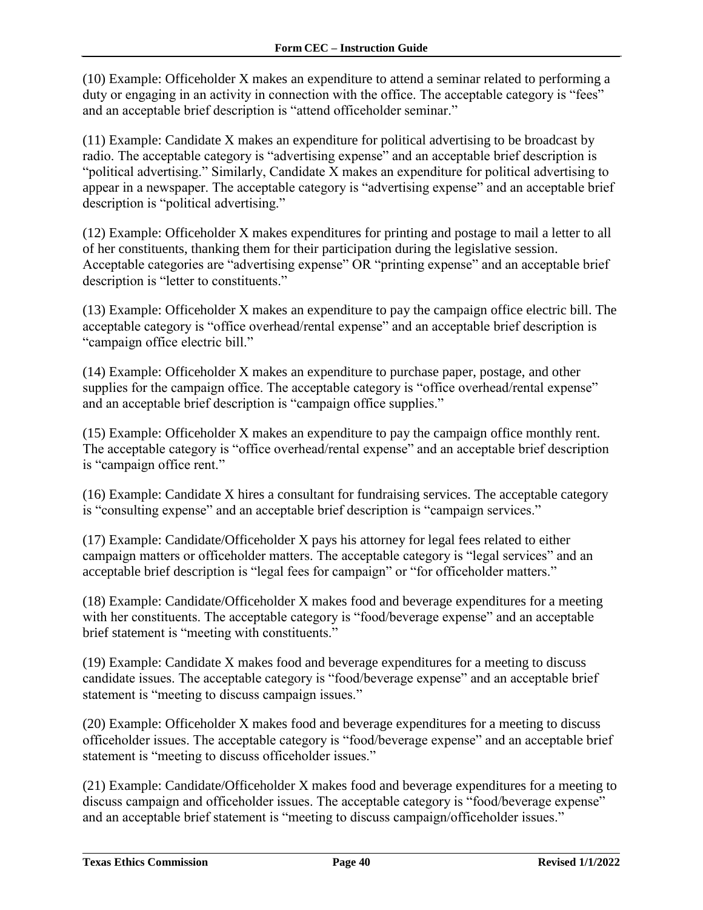(10) Example: Officeholder X makes an expenditure to attend a seminar related to performing a duty or engaging in an activity in connection with the office. The acceptable category is "fees" and an acceptable brief description is "attend officeholder seminar."

(11) Example: Candidate X makes an expenditure for political advertising to be broadcast by radio. The acceptable category is "advertising expense" and an acceptable brief description is "political advertising." Similarly, Candidate X makes an expenditure for political advertising to appear in a newspaper. The acceptable category is "advertising expense" and an acceptable brief description is "political advertising."

(12) Example: Officeholder X makes expenditures for printing and postage to mail a letter to all of her constituents, thanking them for their participation during the legislative session. Acceptable categories are "advertising expense" OR "printing expense" and an acceptable brief description is "letter to constituents."

(13) Example: Officeholder X makes an expenditure to pay the campaign office electric bill. The acceptable category is "office overhead/rental expense" and an acceptable brief description is "campaign office electric bill."

(14) Example: Officeholder X makes an expenditure to purchase paper, postage, and other supplies for the campaign office. The acceptable category is "office overhead/rental expense" and an acceptable brief description is "campaign office supplies."

(15) Example: Officeholder X makes an expenditure to pay the campaign office monthly rent. The acceptable category is "office overhead/rental expense" and an acceptable brief description is "campaign office rent."

(16) Example: Candidate X hires a consultant for fundraising services. The acceptable category is "consulting expense" and an acceptable brief description is "campaign services."

(17) Example: Candidate/Officeholder X pays his attorney for legal fees related to either campaign matters or officeholder matters. The acceptable category is "legal services" and an acceptable brief description is "legal fees for campaign" or "for officeholder matters."

(18) Example: Candidate/Officeholder X makes food and beverage expenditures for a meeting with her constituents. The acceptable category is "food/beverage expense" and an acceptable brief statement is "meeting with constituents."

(19) Example: Candidate X makes food and beverage expenditures for a meeting to discuss candidate issues. The acceptable category is "food/beverage expense" and an acceptable brief statement is "meeting to discuss campaign issues."

(20) Example: Officeholder X makes food and beverage expenditures for a meeting to discuss officeholder issues. The acceptable category is "food/beverage expense" and an acceptable brief statement is "meeting to discuss officeholder issues."

(21) Example: Candidate/Officeholder X makes food and beverage expenditures for a meeting to discuss campaign and officeholder issues. The acceptable category is "food/beverage expense" and an acceptable brief statement is "meeting to discuss campaign/officeholder issues."